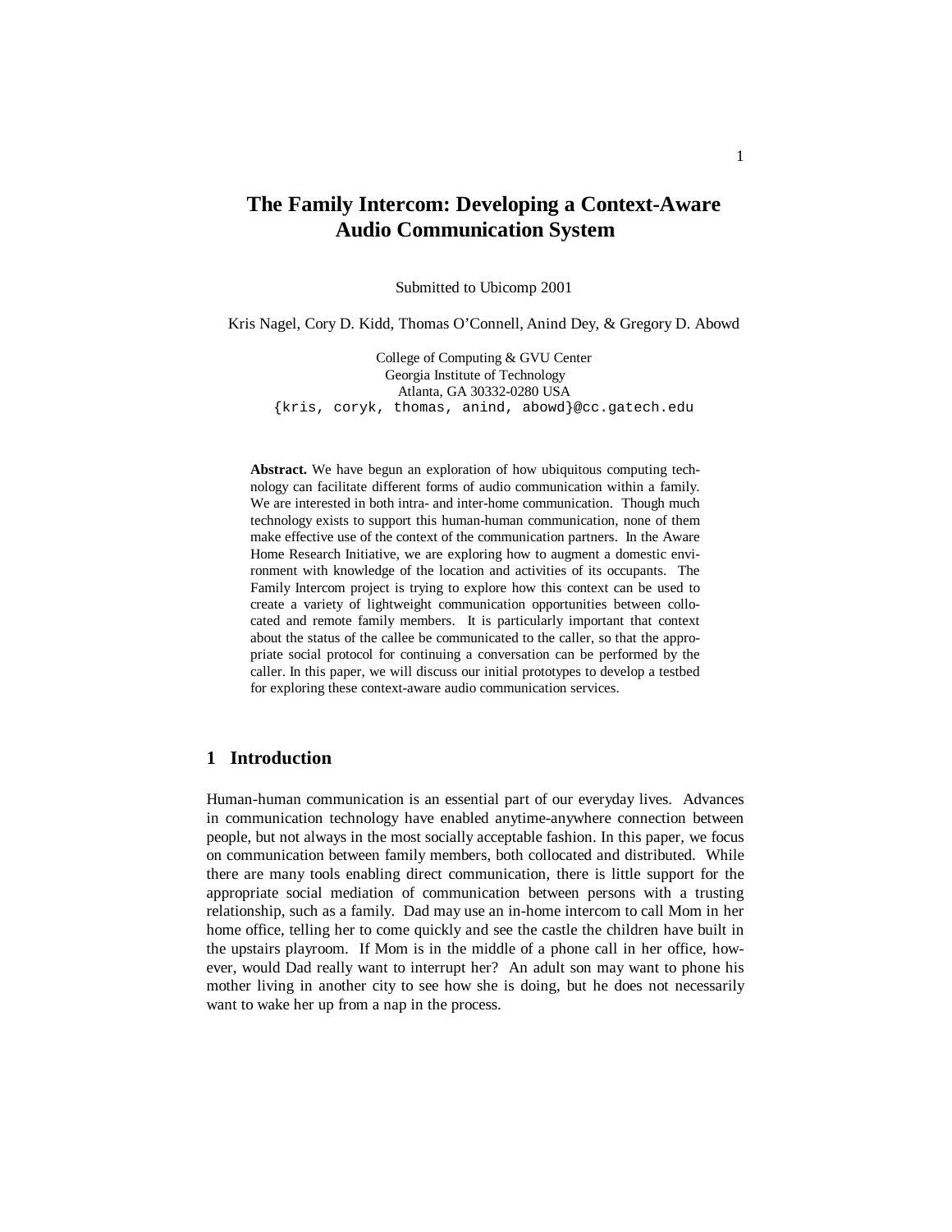# The Family Intercom: Developing a Context-Aware Audio Communication System

Submitted to Ubicomp 2001

Kris Nagel, Cory D. Kidd, Thomas O'Connell, Anind Dey, & Gregory D. Abowd

College of Computing & GVU Center
Georgia Institute of Technology
Atlanta, GA 30332-0280 USA
{kris, coryk, thomas, anind, abowd}@cc.gatech.edu

**Abstract.** We have begun an exploration of how ubiquitous computing technology can facilitate different forms of audio communication within a family. We are interested in both intra- and inter-home communication. Though much technology exists to support this human-human communication, none of them make effective use of the context of the communication partners. In the Aware Home Research Initiative, we are exploring how to augment a domestic environment with knowledge of the location and activities of its occupants. The Family Intercom project is trying to explore how this context can be used to create a variety of lightweight communication opportunities between collocated and remote family members. It is particularly important that context about the status of the callee be communicated to the caller, so that the appropriate social protocol for continuing a conversation can be performed by the caller. In this paper, we will discuss our initial prototypes to develop a testbed for exploring these context-aware audio communication services.

## 1 Introduction

Human-human communication is an essential part of our everyday lives. Advances in communication technology have enabled anytime-anywhere connection between people, but not always in the most socially acceptable fashion. In this paper, we focus on communication between family members, both collocated and distributed. While there are many tools enabling direct communication, there is little support for the appropriate social mediation of communication between persons with a trusting relationship, such as a family. Dad may use an in-home intercom to call Mom in her home office, telling her to come quickly and see the castle the children have built in the upstairs playroom. If Mom is in the middle of a phone call in her office, however, would Dad really want to interrupt her? An adult son may want to phone his mother living in another city to see how she is doing, but he does not necessarily want to wake her up from a nap in the process.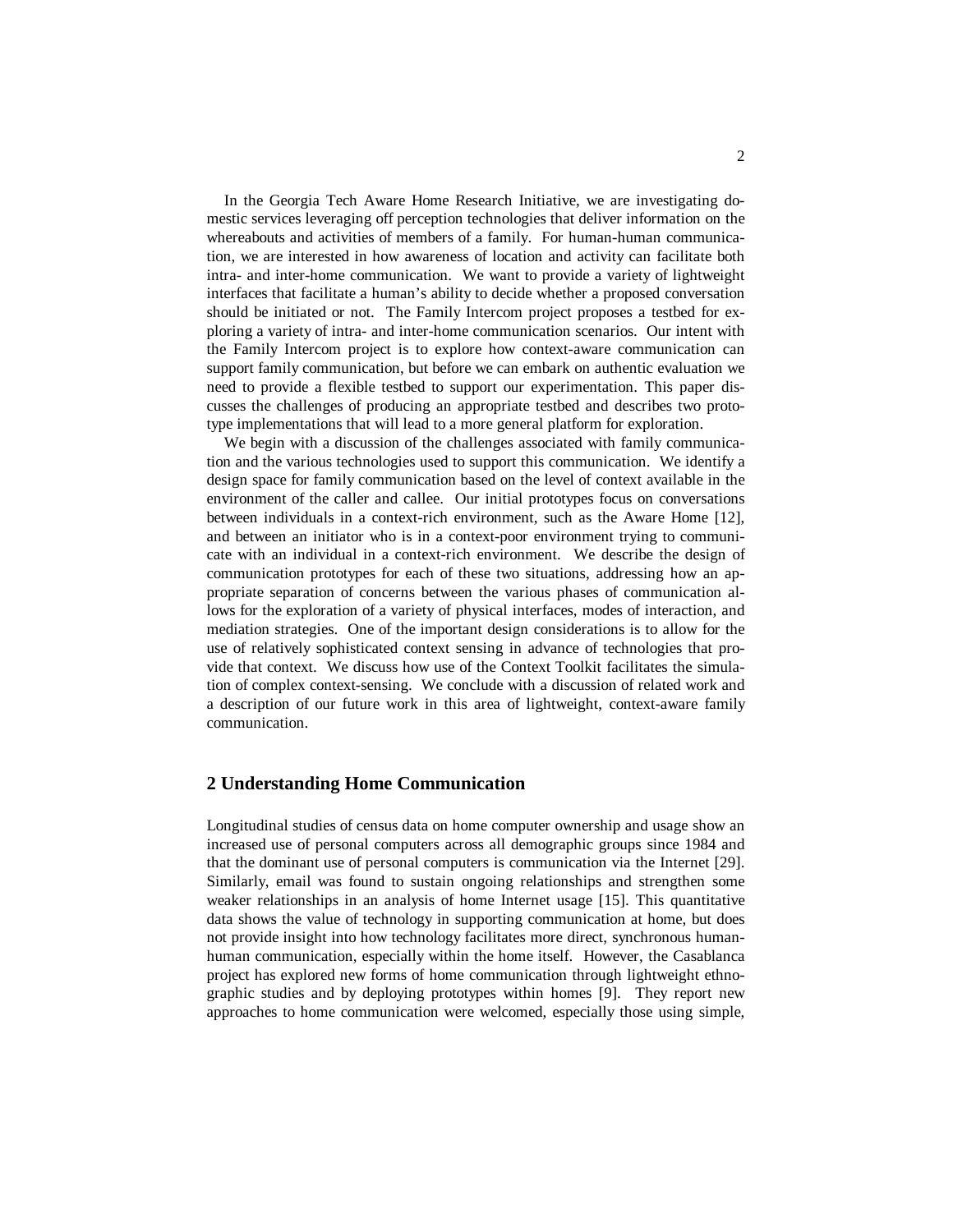In the Georgia Tech Aware Home Research Initiative, we are investigating domestic services leveraging off perception technologies that deliver information on the whereabouts and activities of members of a family. For human-human communication, we are interested in how awareness of location and activity can facilitate both intra- and inter-home communication. We want to provide a variety of lightweight interfaces that facilitate a human's ability to decide whether a proposed conversation should be initiated or not. The Family Intercom project proposes a testbed for exploring a variety of intra- and inter-home communication scenarios. Our intent with the Family Intercom project is to explore how context-aware communication can support family communication, but before we can embark on authentic evaluation we need to provide a flexible testbed to support our experimentation. This paper discusses the challenges of producing an appropriate testbed and describes two prototype implementations that will lead to a more general platform for exploration.

We begin with a discussion of the challenges associated with family communication and the various technologies used to support this communication. We identify a design space for family communication based on the level of context available in the environment of the caller and callee. Our initial prototypes focus on conversations between individuals in a context-rich environment, such as the Aware Home [12], and between an initiator who is in a context-poor environment trying to communicate with an individual in a context-rich environment. We describe the design of communication prototypes for each of these two situations, addressing how an appropriate separation of concerns between the various phases of communication allows for the exploration of a variety of physical interfaces, modes of interaction, and mediation strategies. One of the important design considerations is to allow for the use of relatively sophisticated context sensing in advance of technologies that provide that context. We discuss how use of the Context Toolkit facilitates the simulation of complex context-sensing. We conclude with a discussion of related work and a description of our future work in this area of lightweight, context-aware family communication.

## 2 Understanding Home Communication

Longitudinal studies of census data on home computer ownership and usage show an increased use of personal computers across all demographic groups since 1984 and that the dominant use of personal computers is communication via the Internet [29]. Similarly, email was found to sustain ongoing relationships and strengthen some weaker relationships in an analysis of home Internet usage [15]. This quantitative data shows the value of technology in supporting communication at home, but does not provide insight into how technology facilitates more direct, synchronous human-human communication, especially within the home itself. However, the Casablanca project has explored new forms of home communication through lightweight ethnographic studies and by deploying prototypes within homes [9]. They report new approaches to home communication were welcomed, especially those using simple,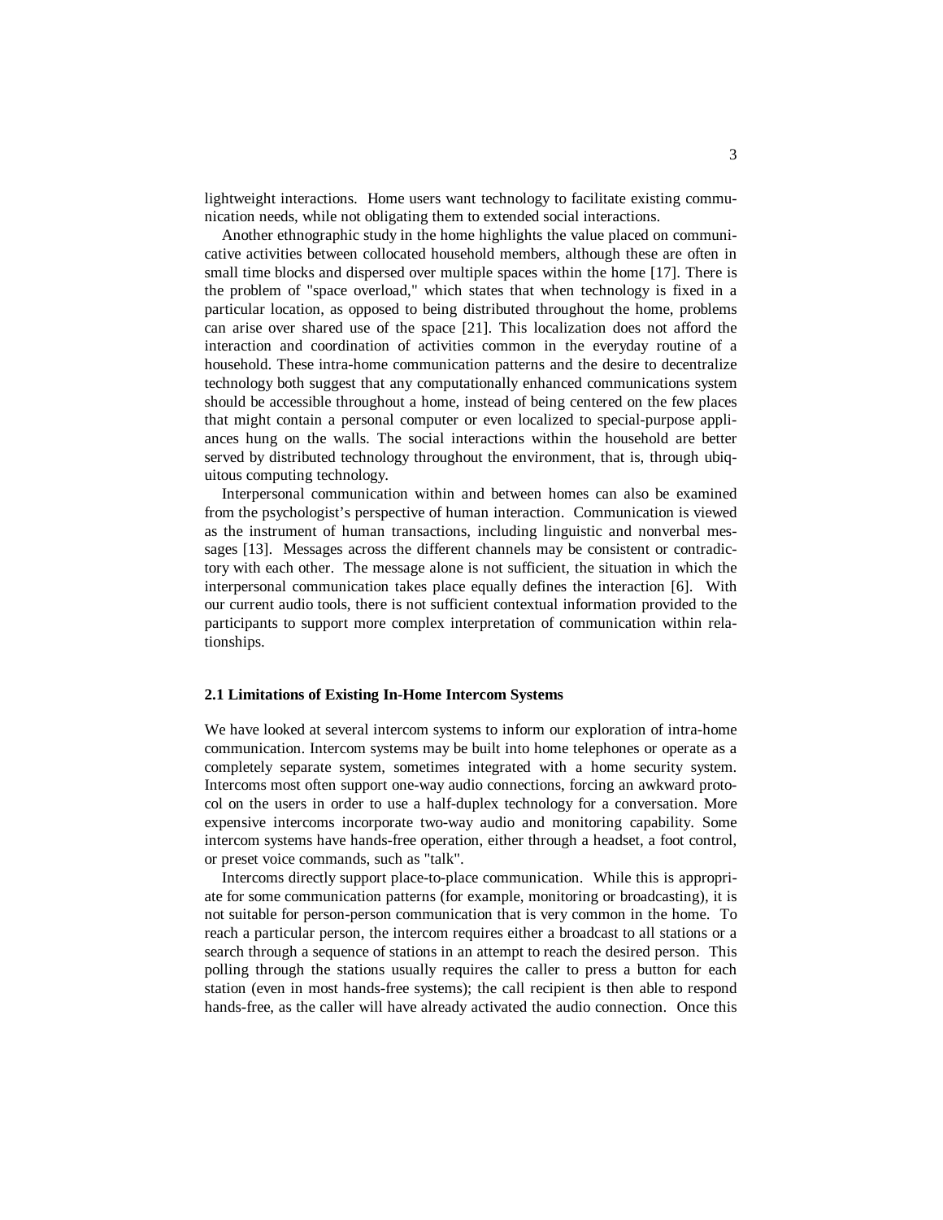lightweight interactions. Home users want technology to facilitate existing communication needs, while not obligating them to extended social interactions.

Another ethnographic study in the home highlights the value placed on communicative activities between collocated household members, although these are often in small time blocks and dispersed over multiple spaces within the home [17]. There is the problem of "space overload," which states that when technology is fixed in a particular location, as opposed to being distributed throughout the home, problems can arise over shared use of the space [21]. This localization does not afford the interaction and coordination of activities common in the everyday routine of a household. These intra-home communication patterns and the desire to decentralize technology both suggest that any computationally enhanced communications system should be accessible throughout a home, instead of being centered on the few places that might contain a personal computer or even localized to special-purpose appliances hung on the walls. The social interactions within the household are better served by distributed technology throughout the environment, that is, through ubiquitous computing technology.

Interpersonal communication within and between homes can also be examined from the psychologist's perspective of human interaction. Communication is viewed as the instrument of human transactions, including linguistic and nonverbal messages [13]. Messages across the different channels may be consistent or contradictory with each other. The message alone is not sufficient, the situation in which the interpersonal communication takes place equally defines the interaction [6]. With our current audio tools, there is not sufficient contextual information provided to the participants to support more complex interpretation of communication within relationships.

### 2.1 Limitations of Existing In-Home Intercom Systems

We have looked at several intercom systems to inform our exploration of intra-home communication. Intercom systems may be built into home telephones or operate as a completely separate system, sometimes integrated with a home security system. Intercoms most often support one-way audio connections, forcing an awkward protocol on the users in order to use a half-duplex technology for a conversation. More expensive intercoms incorporate two-way audio and monitoring capability. Some intercom systems have hands-free operation, either through a headset, a foot control, or preset voice commands, such as "talk".

Intercoms directly support place-to-place communication. While this is appropriate for some communication patterns (for example, monitoring or broadcasting), it is not suitable for person-person communication that is very common in the home. To reach a particular person, the intercom requires either a broadcast to all stations or a search through a sequence of stations in an attempt to reach the desired person. This polling through the stations usually requires the caller to press a button for each station (even in most hands-free systems); the call recipient is then able to respond hands-free, as the caller will have already activated the audio connection. Once this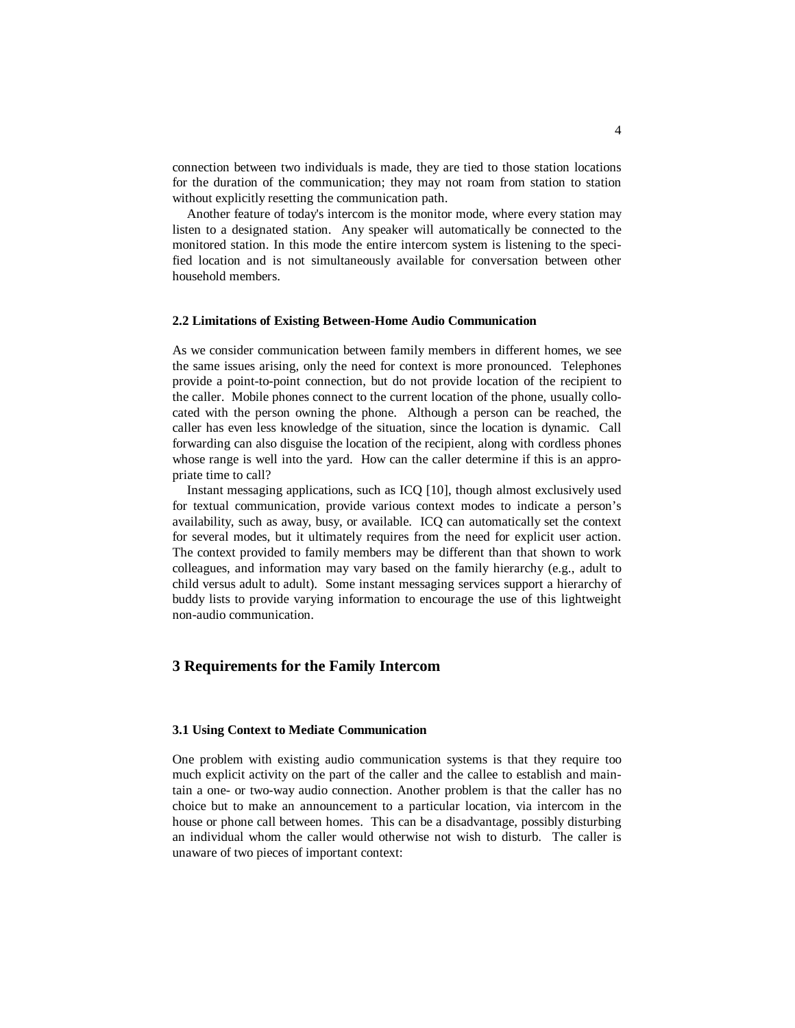connection between two individuals is made, they are tied to those station locations for the duration of the communication; they may not roam from station to station without explicitly resetting the communication path.

Another feature of today's intercom is the monitor mode, where every station may listen to a designated station. Any speaker will automatically be connected to the monitored station. In this mode the entire intercom system is listening to the specified location and is not simultaneously available for conversation between other household members.

#### 2.2 Limitations of Existing Between-Home Audio Communication

As we consider communication between family members in different homes, we see the same issues arising, only the need for context is more pronounced. Telephones provide a point-to-point connection, but do not provide location of the recipient to the caller. Mobile phones connect to the current location of the phone, usually collocated with the person owning the phone. Although a person can be reached, the caller has even less knowledge of the situation, since the location is dynamic. Call forwarding can also disguise the location of the recipient, along with cordless phones whose range is well into the yard. How can the caller determine if this is an appropriate time to call?

Instant messaging applications, such as ICQ [10], though almost exclusively used for textual communication, provide various context modes to indicate a person's availability, such as away, busy, or available. ICQ can automatically set the context for several modes, but it ultimately requires from the need for explicit user action. The context provided to family members may be different than that shown to work colleagues, and information may vary based on the family hierarchy (e.g., adult to child versus adult to adult). Some instant messaging services support a hierarchy of buddy lists to provide varying information to encourage the use of this lightweight non-audio communication.

## 3 Requirements for the Family Intercom

#### 3.1 Using Context to Mediate Communication

One problem with existing audio communication systems is that they require too much explicit activity on the part of the caller and the callee to establish and maintain a one- or two-way audio connection. Another problem is that the caller has no choice but to make an announcement to a particular location, via intercom in the house or phone call between homes. This can be a disadvantage, possibly disturbing an individual whom the caller would otherwise not wish to disturb. The caller is unaware of two pieces of important context: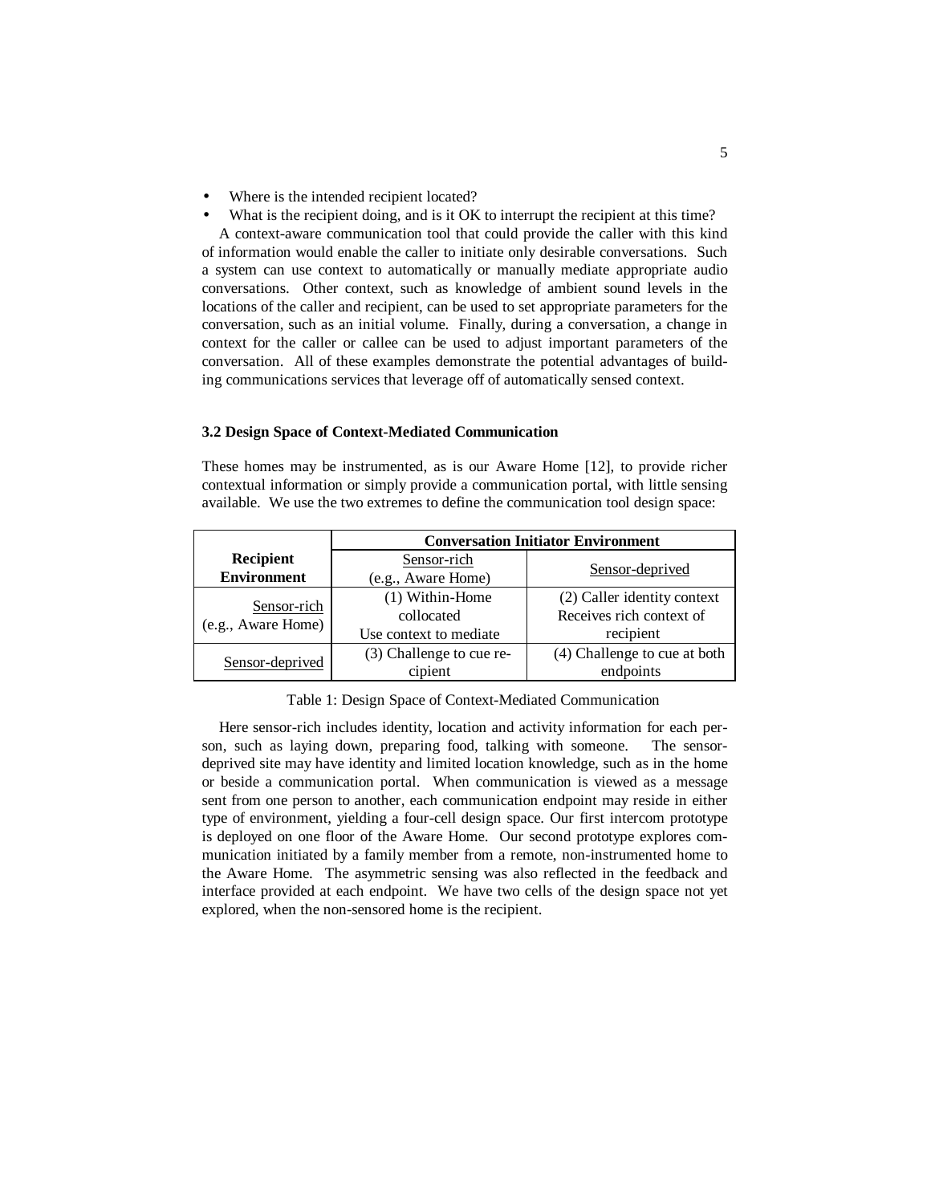- Where is the intended recipient located?
- What is the recipient doing, and is it OK to interrupt the recipient at this time?

A context-aware communication tool that could provide the caller with this kind of information would enable the caller to initiate only desirable conversations. Such a system can use context to automatically or manually mediate appropriate audio conversations. Other context, such as knowledge of ambient sound levels in the locations of the caller and recipient, can be used to set appropriate parameters for the conversation, such as an initial volume. Finally, during a conversation, a change in context for the caller or callee can be used to adjust important parameters of the conversation. All of these examples demonstrate the potential advantages of building communications services that leverage off of automatically sensed context.

### 3.2 Design Space of Context-Mediated Communication

These homes may be instrumented, as is our Aware Home [12], to provide richer contextual information or simply provide a communication portal, with little sensing available. We use the two extremes to define the communication tool design space:

| | **Conversation Initiator Environment** | |
|---|---|---|
| **Recipient Environment** | Sensor-rich (e.g., Aware Home) | Sensor-deprived |
| Sensor-rich (e.g., Aware Home) | (1) Within-Home collocated Use context to mediate | (2) Caller identity context Receives rich context of recipient |
| Sensor-deprived | (3) Challenge to cue recipient | (4) Challenge to cue at both endpoints |

Table 1: Design Space of Context-Mediated Communication

Here sensor-rich includes identity, location and activity information for each person, such as laying down, preparing food, talking with someone. The sensor-deprived site may have identity and limited location knowledge, such as in the home or beside a communication portal. When communication is viewed as a message sent from one person to another, each communication endpoint may reside in either type of environment, yielding a four-cell design space. Our first intercom prototype is deployed on one floor of the Aware Home. Our second prototype explores communication initiated by a family member from a remote, non-instrumented home to the Aware Home. The asymmetric sensing was also reflected in the feedback and interface provided at each endpoint. We have two cells of the design space not yet explored, when the non-sensored home is the recipient.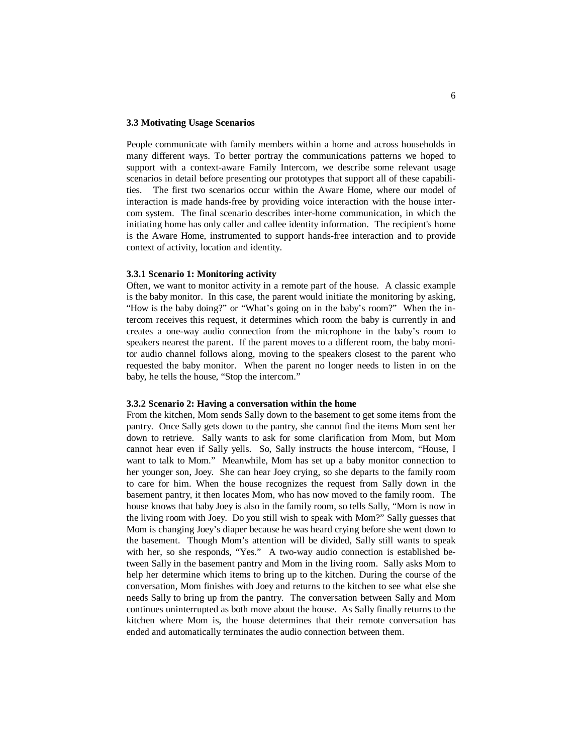### 3.3 Motivating Usage Scenarios

People communicate with family members within a home and across households in many different ways. To better portray the communications patterns we hoped to support with a context-aware Family Intercom, we describe some relevant usage scenarios in detail before presenting our prototypes that support all of these capabilities. The first two scenarios occur within the Aware Home, where our model of interaction is made hands-free by providing voice interaction with the house intercom system. The final scenario describes inter-home communication, in which the initiating home has only caller and callee identity information. The recipient's home is the Aware Home, instrumented to support hands-free interaction and to provide context of activity, location and identity.

#### 3.3.1 Scenario 1: Monitoring activity

Often, we want to monitor activity in a remote part of the house. A classic example is the baby monitor. In this case, the parent would initiate the monitoring by asking, "How is the baby doing?" or "What's going on in the baby's room?" When the intercom receives this request, it determines which room the baby is currently in and creates a one-way audio connection from the microphone in the baby's room to speakers nearest the parent. If the parent moves to a different room, the baby monitor audio channel follows along, moving to the speakers closest to the parent who requested the baby monitor. When the parent no longer needs to listen in on the baby, he tells the house, "Stop the intercom."

#### 3.3.2 Scenario 2: Having a conversation within the home

From the kitchen, Mom sends Sally down to the basement to get some items from the pantry. Once Sally gets down to the pantry, she cannot find the items Mom sent her down to retrieve. Sally wants to ask for some clarification from Mom, but Mom cannot hear even if Sally yells. So, Sally instructs the house intercom, "House, I want to talk to Mom." Meanwhile, Mom has set up a baby monitor connection to her younger son, Joey. She can hear Joey crying, so she departs to the family room to care for him. When the house recognizes the request from Sally down in the basement pantry, it then locates Mom, who has now moved to the family room. The house knows that baby Joey is also in the family room, so tells Sally, "Mom is now in the living room with Joey. Do you still wish to speak with Mom?" Sally guesses that Mom is changing Joey's diaper because he was heard crying before she went down to the basement. Though Mom's attention will be divided, Sally still wants to speak with her, so she responds, "Yes." A two-way audio connection is established between Sally in the basement pantry and Mom in the living room. Sally asks Mom to help her determine which items to bring up to the kitchen. During the course of the conversation, Mom finishes with Joey and returns to the kitchen to see what else she needs Sally to bring up from the pantry. The conversation between Sally and Mom continues uninterrupted as both move about the house. As Sally finally returns to the kitchen where Mom is, the house determines that their remote conversation has ended and automatically terminates the audio connection between them.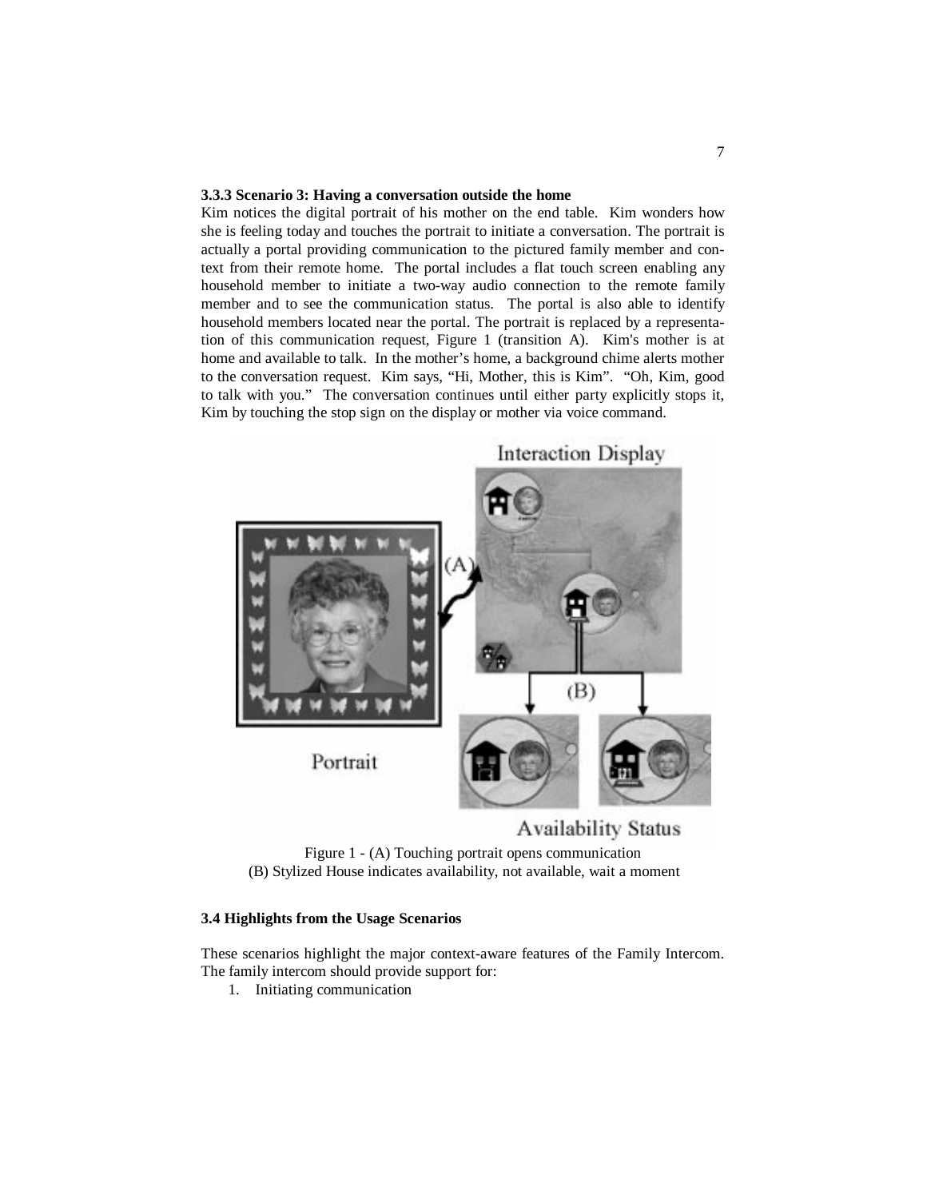### 3.3.3 Scenario 3: Having a conversation outside the home

Kim notices the digital portrait of his mother on the end table. Kim wonders how she is feeling today and touches the portrait to initiate a conversation. The portrait is actually a portal providing communication to the pictured family member and context from their remote home. The portal includes a flat touch screen enabling any household member to initiate a two-way audio connection to the remote family member and to see the communication status. The portal is also able to identify household members located near the portal. The portrait is replaced by a representation of this communication request, Figure 1 (transition A). Kim's mother is at home and available to talk. In the mother's home, a background chime alerts mother to the conversation request. Kim says, "Hi, Mother, this is Kim". "Oh, Kim, good to talk with you." The conversation continues until either party explicitly stops it, Kim by touching the stop sign on the display or mother via voice command.

Figure 1 - (A) Touching portrait opens communication
(B) Stylized House indicates availability, not available, wait a moment

### 3.4 Highlights from the Usage Scenarios

These scenarios highlight the major context-aware features of the Family Intercom. The family intercom should provide support for:

1. Initiating communication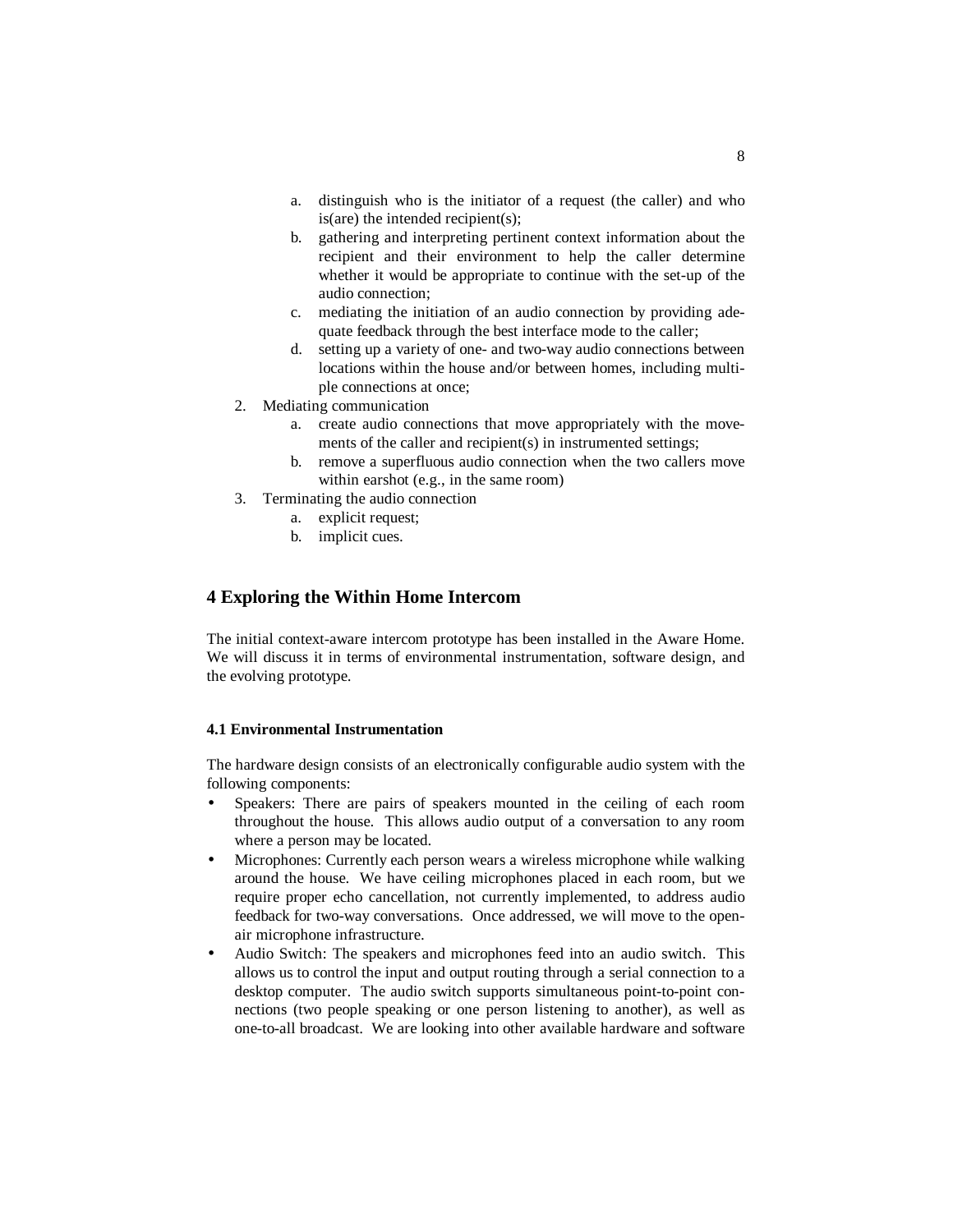a. distinguish who is the initiator of a request (the caller) and who is(are) the intended recipient(s);
   b. gathering and interpreting pertinent context information about the recipient and their environment to help the caller determine whether it would be appropriate to continue with the set-up of the audio connection;
   c. mediating the initiation of an audio connection by providing adequate feedback through the best interface mode to the caller;
   d. setting up a variety of one- and two-way audio connections between locations within the house and/or between homes, including multiple connections at once;
2. Mediating communication
   a. create audio connections that move appropriately with the movements of the caller and recipient(s) in instrumented settings;
   b. remove a superfluous audio connection when the two callers move within earshot (e.g., in the same room)
3. Terminating the audio connection
   a. explicit request;
   b. implicit cues.

## 4 Exploring the Within Home Intercom

The initial context-aware intercom prototype has been installed in the Aware Home. We will discuss it in terms of environmental instrumentation, software design, and the evolving prototype.

### 4.1 Environmental Instrumentation

The hardware design consists of an electronically configurable audio system with the following components:

- Speakers: There are pairs of speakers mounted in the ceiling of each room throughout the house. This allows audio output of a conversation to any room where a person may be located.
- Microphones: Currently each person wears a wireless microphone while walking around the house. We have ceiling microphones placed in each room, but we require proper echo cancellation, not currently implemented, to address audio feedback for two-way conversations. Once addressed, we will move to the open-air microphone infrastructure.
- Audio Switch: The speakers and microphones feed into an audio switch. This allows us to control the input and output routing through a serial connection to a desktop computer. The audio switch supports simultaneous point-to-point connections (two people speaking or one person listening to another), as well as one-to-all broadcast. We are looking into other available hardware and software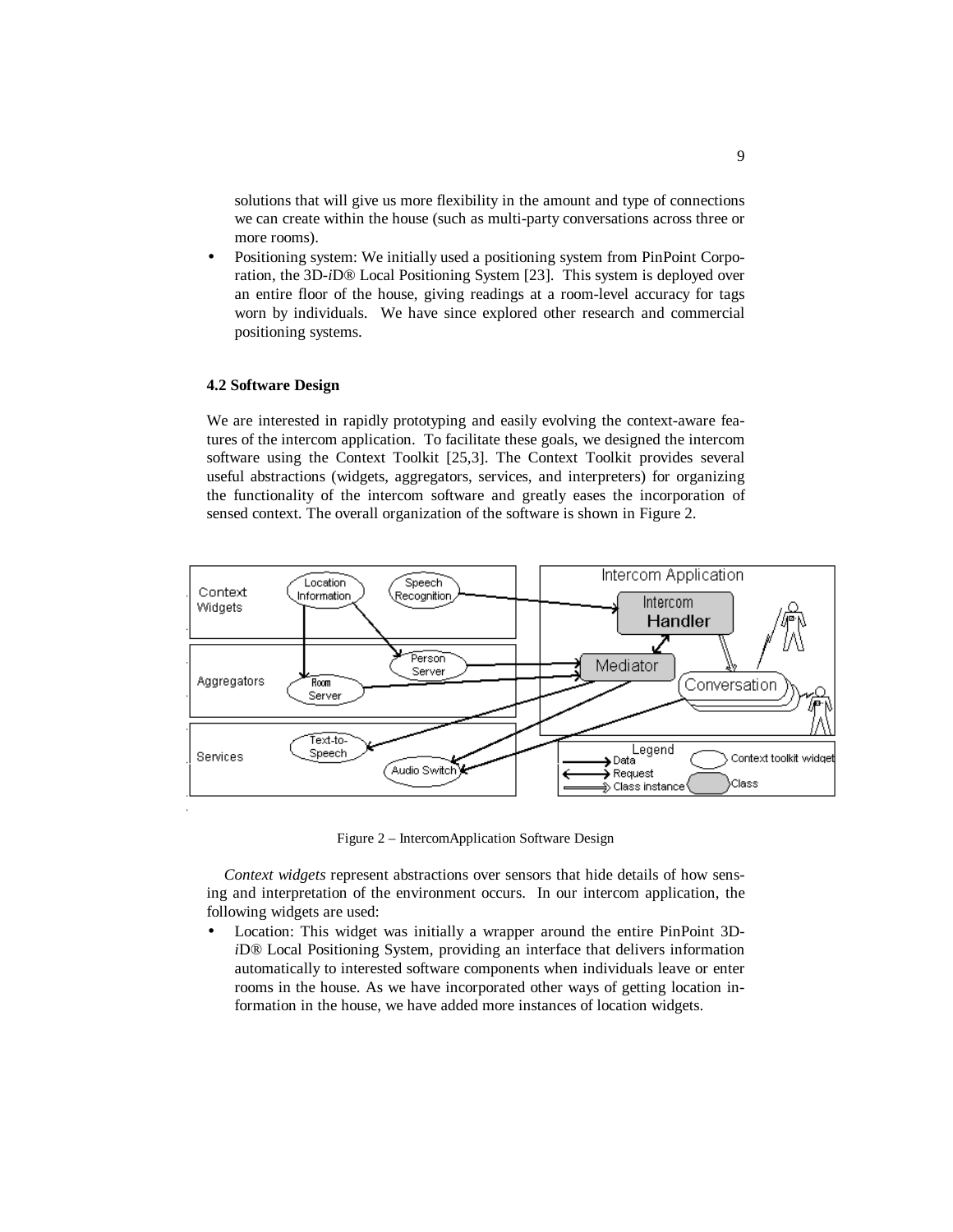solutions that will give us more flexibility in the amount and type of connections we can create within the house (such as multi-party conversations across three or more rooms).

- Positioning system: We initially used a positioning system from PinPoint Corporation, the 3D-*i*D® Local Positioning System [23]. This system is deployed over an entire floor of the house, giving readings at a room-level accuracy for tags worn by individuals. We have since explored other research and commercial positioning systems.

### 4.2 Software Design

We are interested in rapidly prototyping and easily evolving the context-aware features of the intercom application. To facilitate these goals, we designed the intercom software using the Context Toolkit [25,3]. The Context Toolkit provides several useful abstractions (widgets, aggregators, services, and interpreters) for organizing the functionality of the intercom software and greatly eases the incorporation of sensed context. The overall organization of the software is shown in Figure 2.

Figure 2 – IntercomApplication Software Design

*Context widgets* represent abstractions over sensors that hide details of how sensing and interpretation of the environment occurs. In our intercom application, the following widgets are used:

- Location: This widget was initially a wrapper around the entire PinPoint 3D-*i*D® Local Positioning System, providing an interface that delivers information automatically to interested software components when individuals leave or enter rooms in the house. As we have incorporated other ways of getting location information in the house, we have added more instances of location widgets.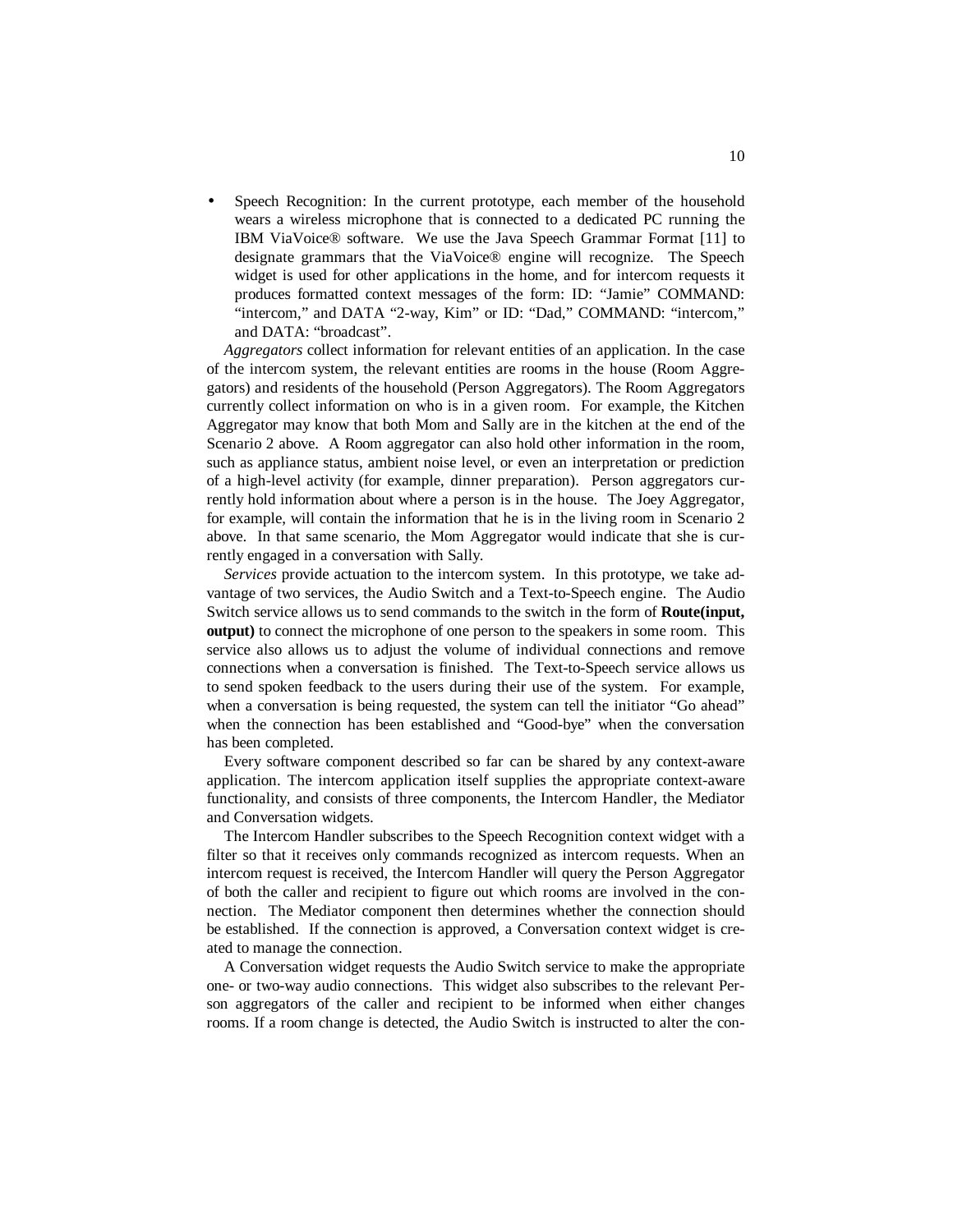- Speech Recognition: In the current prototype, each member of the household wears a wireless microphone that is connected to a dedicated PC running the IBM ViaVoice® software. We use the Java Speech Grammar Format [11] to designate grammars that the ViaVoice® engine will recognize. The Speech widget is used for other applications in the home, and for intercom requests it produces formatted context messages of the form: ID: "Jamie" COMMAND: "intercom," and DATA "2-way, Kim" or ID: "Dad," COMMAND: "intercom," and DATA: "broadcast".

*Aggregators* collect information for relevant entities of an application. In the case of the intercom system, the relevant entities are rooms in the house (Room Aggregators) and residents of the household (Person Aggregators). The Room Aggregators currently collect information on who is in a given room. For example, the Kitchen Aggregator may know that both Mom and Sally are in the kitchen at the end of the Scenario 2 above. A Room aggregator can also hold other information in the room, such as appliance status, ambient noise level, or even an interpretation or prediction of a high-level activity (for example, dinner preparation). Person aggregators currently hold information about where a person is in the house. The Joey Aggregator, for example, will contain the information that he is in the living room in Scenario 2 above. In that same scenario, the Mom Aggregator would indicate that she is currently engaged in a conversation with Sally.

*Services* provide actuation to the intercom system. In this prototype, we take advantage of two services, the Audio Switch and a Text-to-Speech engine. The Audio Switch service allows us to send commands to the switch in the form of **Route(input, output)** to connect the microphone of one person to the speakers in some room. This service also allows us to adjust the volume of individual connections and remove connections when a conversation is finished. The Text-to-Speech service allows us to send spoken feedback to the users during their use of the system. For example, when a conversation is being requested, the system can tell the initiator "Go ahead" when the connection has been established and "Good-bye" when the conversation has been completed.

Every software component described so far can be shared by any context-aware application. The intercom application itself supplies the appropriate context-aware functionality, and consists of three components, the Intercom Handler, the Mediator and Conversation widgets.

The Intercom Handler subscribes to the Speech Recognition context widget with a filter so that it receives only commands recognized as intercom requests. When an intercom request is received, the Intercom Handler will query the Person Aggregator of both the caller and recipient to figure out which rooms are involved in the connection. The Mediator component then determines whether the connection should be established. If the connection is approved, a Conversation context widget is created to manage the connection.

A Conversation widget requests the Audio Switch service to make the appropriate one- or two-way audio connections. This widget also subscribes to the relevant Person aggregators of the caller and recipient to be informed when either changes rooms. If a room change is detected, the Audio Switch is instructed to alter the con-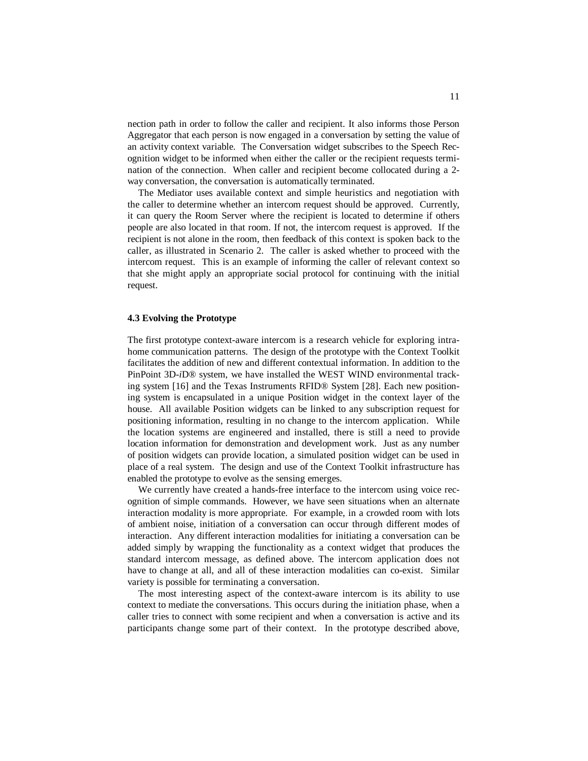nection path in order to follow the caller and recipient. It also informs those Person Aggregator that each person is now engaged in a conversation by setting the value of an activity context variable. The Conversation widget subscribes to the Speech Recognition widget to be informed when either the caller or the recipient requests termination of the connection. When caller and recipient become collocated during a 2-way conversation, the conversation is automatically terminated.

The Mediator uses available context and simple heuristics and negotiation with the caller to determine whether an intercom request should be approved. Currently, it can query the Room Server where the recipient is located to determine if others people are also located in that room. If not, the intercom request is approved. If the recipient is not alone in the room, then feedback of this context is spoken back to the caller, as illustrated in Scenario 2. The caller is asked whether to proceed with the intercom request. This is an example of informing the caller of relevant context so that she might apply an appropriate social protocol for continuing with the initial request.

**4.3 Evolving the Prototype**

The first prototype context-aware intercom is a research vehicle for exploring intra-home communication patterns. The design of the prototype with the Context Toolkit facilitates the addition of new and different contextual information. In addition to the PinPoint 3D-*i*D® system, we have installed the WEST WIND environmental tracking system [16] and the Texas Instruments RFID® System [28]. Each new positioning system is encapsulated in a unique Position widget in the context layer of the house. All available Position widgets can be linked to any subscription request for positioning information, resulting in no change to the intercom application. While the location systems are engineered and installed, there is still a need to provide location information for demonstration and development work. Just as any number of position widgets can provide location, a simulated position widget can be used in place of a real system. The design and use of the Context Toolkit infrastructure has enabled the prototype to evolve as the sensing emerges.

We currently have created a hands-free interface to the intercom using voice recognition of simple commands. However, we have seen situations when an alternate interaction modality is more appropriate. For example, in a crowded room with lots of ambient noise, initiation of a conversation can occur through different modes of interaction. Any different interaction modalities for initiating a conversation can be added simply by wrapping the functionality as a context widget that produces the standard intercom message, as defined above. The intercom application does not have to change at all, and all of these interaction modalities can co-exist. Similar variety is possible for terminating a conversation.

The most interesting aspect of the context-aware intercom is its ability to use context to mediate the conversations. This occurs during the initiation phase, when a caller tries to connect with some recipient and when a conversation is active and its participants change some part of their context. In the prototype described above,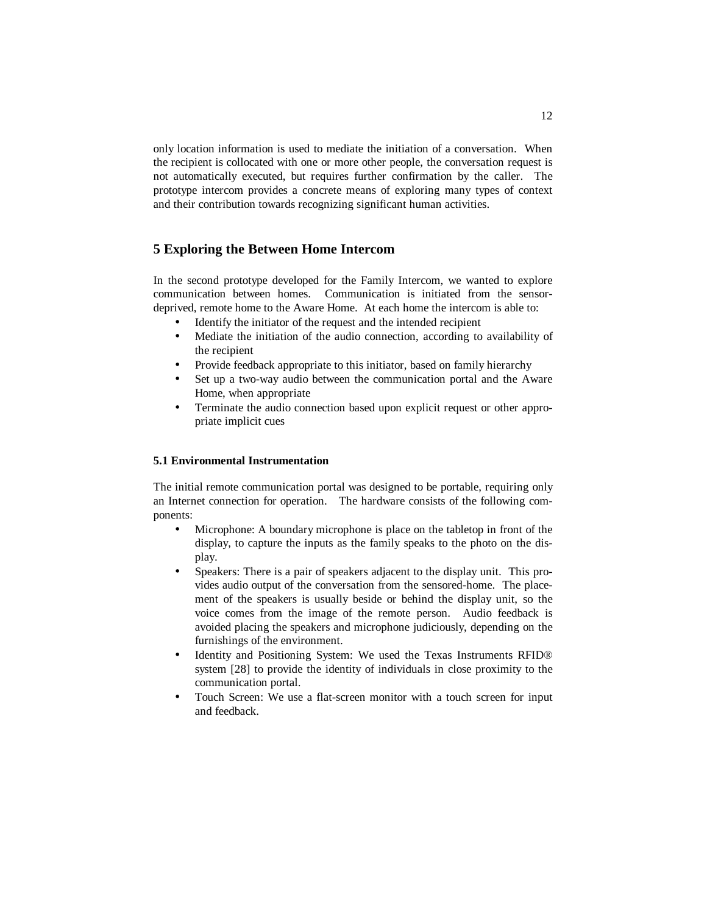only location information is used to mediate the initiation of a conversation. When the recipient is collocated with one or more other people, the conversation request is not automatically executed, but requires further confirmation by the caller. The prototype intercom provides a concrete means of exploring many types of context and their contribution towards recognizing significant human activities.

## 5 Exploring the Between Home Intercom

In the second prototype developed for the Family Intercom, we wanted to explore communication between homes. Communication is initiated from the sensor-deprived, remote home to the Aware Home. At each home the intercom is able to:

- Identify the initiator of the request and the intended recipient
- Mediate the initiation of the audio connection, according to availability of the recipient
- Provide feedback appropriate to this initiator, based on family hierarchy
- Set up a two-way audio between the communication portal and the Aware Home, when appropriate
- Terminate the audio connection based upon explicit request or other appropriate implicit cues

### 5.1 Environmental Instrumentation

The initial remote communication portal was designed to be portable, requiring only an Internet connection for operation. The hardware consists of the following components:

- Microphone: A boundary microphone is place on the tabletop in front of the display, to capture the inputs as the family speaks to the photo on the display.
- Speakers: There is a pair of speakers adjacent to the display unit. This provides audio output of the conversation from the sensored-home. The placement of the speakers is usually beside or behind the display unit, so the voice comes from the image of the remote person. Audio feedback is avoided placing the speakers and microphone judiciously, depending on the furnishings of the environment.
- Identity and Positioning System: We used the Texas Instruments RFID® system [28] to provide the identity of individuals in close proximity to the communication portal.
- Touch Screen: We use a flat-screen monitor with a touch screen for input and feedback.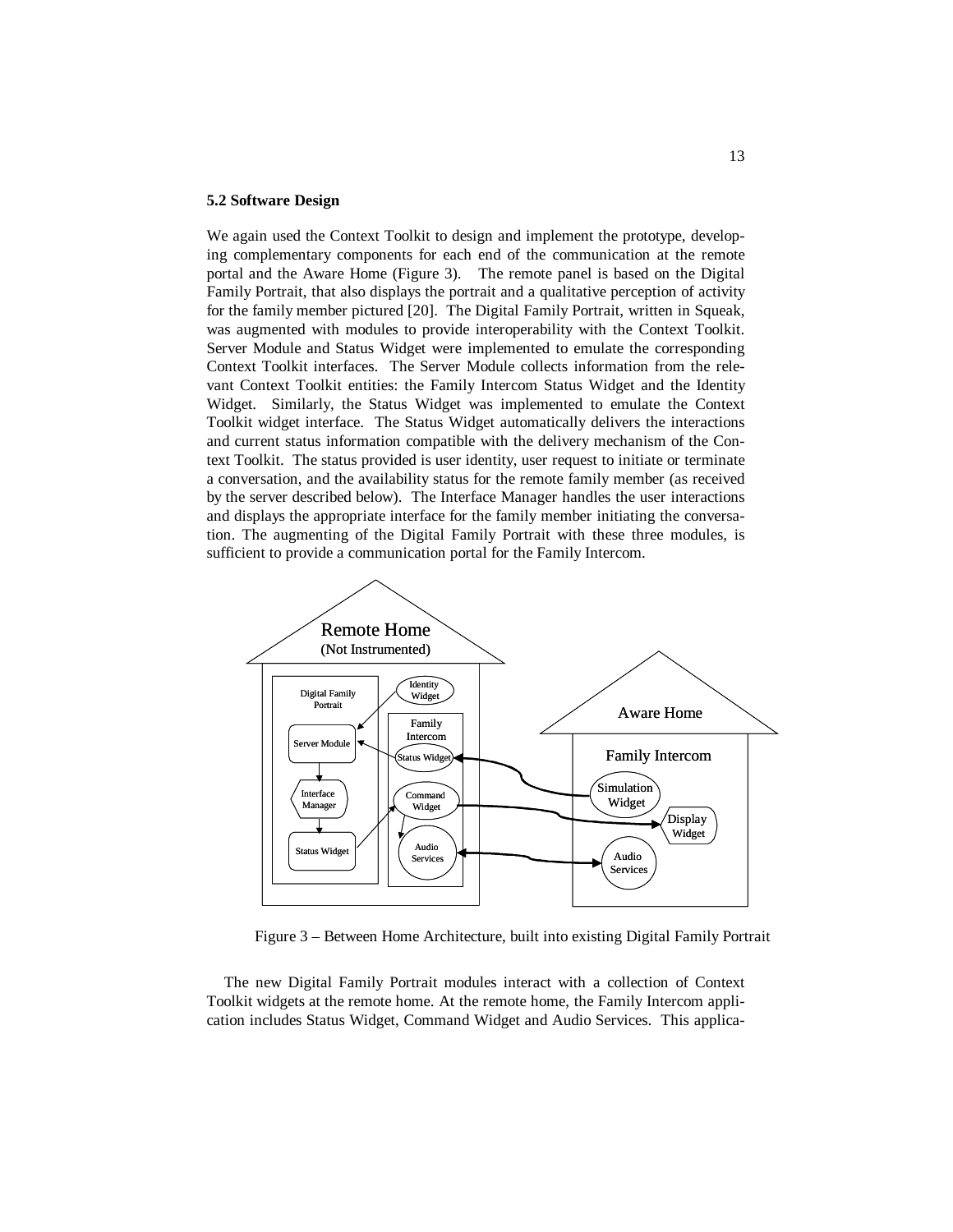**5.2 Software Design**

We again used the Context Toolkit to design and implement the prototype, developing complementary components for each end of the communication at the remote portal and the Aware Home (Figure 3). The remote panel is based on the Digital Family Portrait, that also displays the portrait and a qualitative perception of activity for the family member pictured [20]. The Digital Family Portrait, written in Squeak, was augmented with modules to provide interoperability with the Context Toolkit. Server Module and Status Widget were implemented to emulate the corresponding Context Toolkit interfaces. The Server Module collects information from the relevant Context Toolkit entities: the Family Intercom Status Widget and the Identity Widget. Similarly, the Status Widget was implemented to emulate the Context Toolkit widget interface. The Status Widget automatically delivers the interactions and current status information compatible with the delivery mechanism of the Context Toolkit. The status provided is user identity, user request to initiate or terminate a conversation, and the availability status for the remote family member (as received by the server described below). The Interface Manager handles the user interactions and displays the appropriate interface for the family member initiating the conversation. The augmenting of the Digital Family Portrait with these three modules, is sufficient to provide a communication portal for the Family Intercom.

Figure 3 – Between Home Architecture, built into existing Digital Family Portrait

The new Digital Family Portrait modules interact with a collection of Context Toolkit widgets at the remote home. At the remote home, the Family Intercom application includes Status Widget, Command Widget and Audio Services. This applica-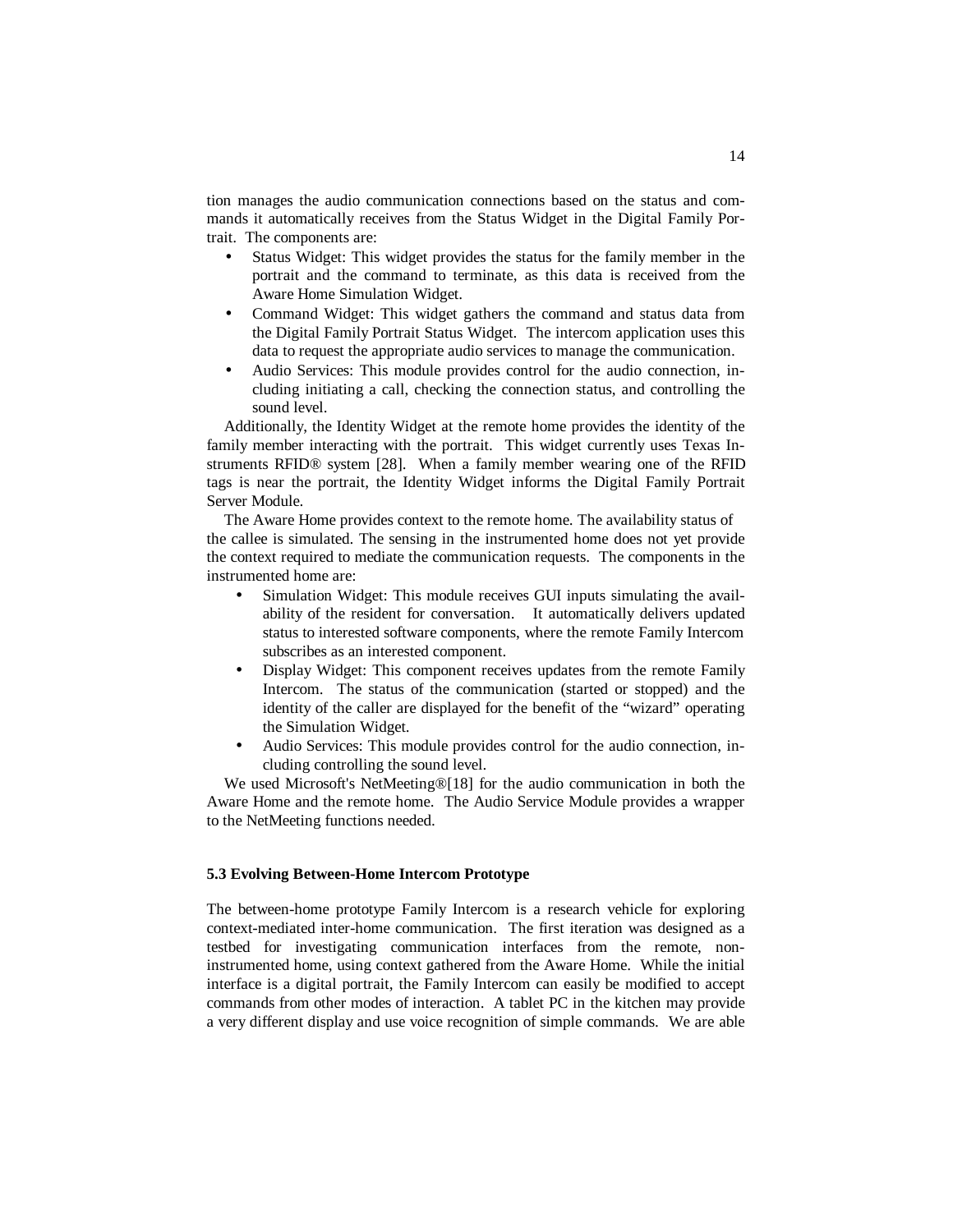tion manages the audio communication connections based on the status and commands it automatically receives from the Status Widget in the Digital Family Portrait. The components are:

- Status Widget: This widget provides the status for the family member in the portrait and the command to terminate, as this data is received from the Aware Home Simulation Widget.
- Command Widget: This widget gathers the command and status data from the Digital Family Portrait Status Widget. The intercom application uses this data to request the appropriate audio services to manage the communication.
- Audio Services: This module provides control for the audio connection, including initiating a call, checking the connection status, and controlling the sound level.

Additionally, the Identity Widget at the remote home provides the identity of the family member interacting with the portrait. This widget currently uses Texas Instruments RFID® system [28]. When a family member wearing one of the RFID tags is near the portrait, the Identity Widget informs the Digital Family Portrait Server Module.

The Aware Home provides context to the remote home. The availability status of the callee is simulated. The sensing in the instrumented home does not yet provide the context required to mediate the communication requests. The components in the instrumented home are:

- Simulation Widget: This module receives GUI inputs simulating the availability of the resident for conversation. It automatically delivers updated status to interested software components, where the remote Family Intercom subscribes as an interested component.
- Display Widget: This component receives updates from the remote Family Intercom. The status of the communication (started or stopped) and the identity of the caller are displayed for the benefit of the “wizard” operating the Simulation Widget.
- Audio Services: This module provides control for the audio connection, including controlling the sound level.

We used Microsoft's NetMeeting®[18] for the audio communication in both the Aware Home and the remote home. The Audio Service Module provides a wrapper to the NetMeeting functions needed.

### 5.3 Evolving Between-Home Intercom Prototype

The between-home prototype Family Intercom is a research vehicle for exploring context-mediated inter-home communication. The first iteration was designed as a testbed for investigating communication interfaces from the remote, non-instrumented home, using context gathered from the Aware Home. While the initial interface is a digital portrait, the Family Intercom can easily be modified to accept commands from other modes of interaction. A tablet PC in the kitchen may provide a very different display and use voice recognition of simple commands. We are able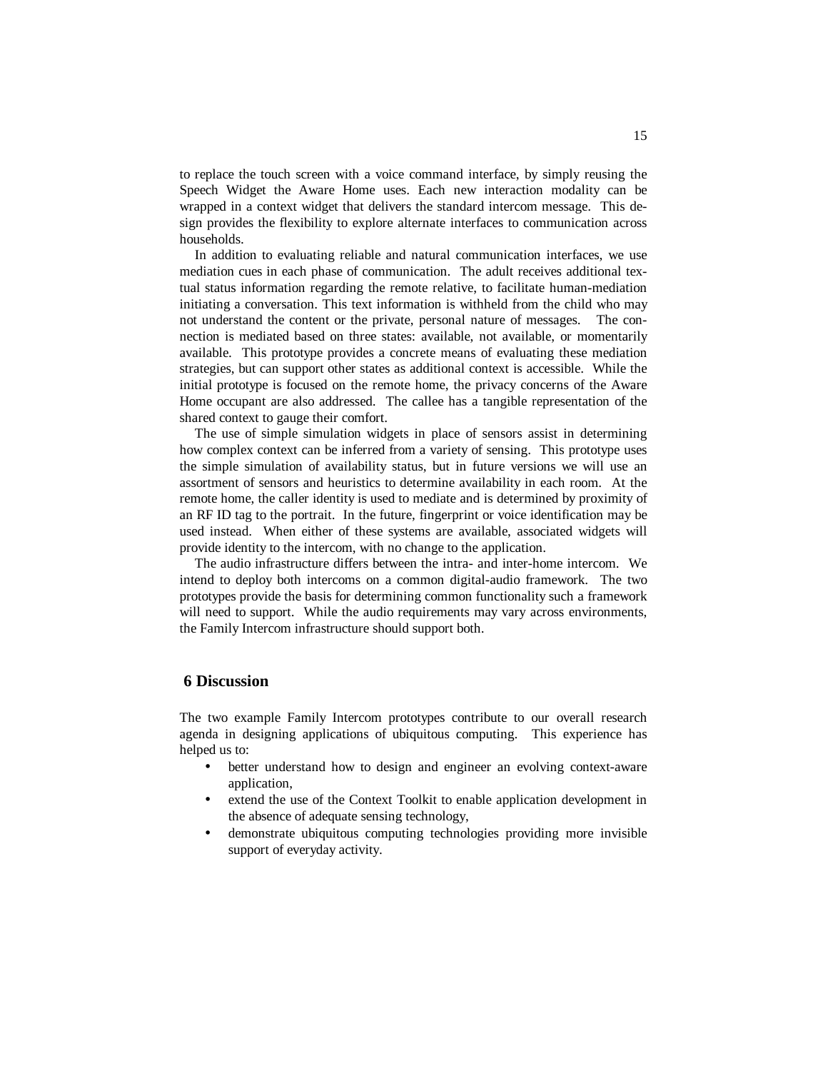to replace the touch screen with a voice command interface, by simply reusing the Speech Widget the Aware Home uses. Each new interaction modality can be wrapped in a context widget that delivers the standard intercom message. This design provides the flexibility to explore alternate interfaces to communication across households.

In addition to evaluating reliable and natural communication interfaces, we use mediation cues in each phase of communication. The adult receives additional textual status information regarding the remote relative, to facilitate human-mediation initiating a conversation. This text information is withheld from the child who may not understand the content or the private, personal nature of messages. The connection is mediated based on three states: available, not available, or momentarily available. This prototype provides a concrete means of evaluating these mediation strategies, but can support other states as additional context is accessible. While the initial prototype is focused on the remote home, the privacy concerns of the Aware Home occupant are also addressed. The callee has a tangible representation of the shared context to gauge their comfort.

The use of simple simulation widgets in place of sensors assist in determining how complex context can be inferred from a variety of sensing. This prototype uses the simple simulation of availability status, but in future versions we will use an assortment of sensors and heuristics to determine availability in each room. At the remote home, the caller identity is used to mediate and is determined by proximity of an RF ID tag to the portrait. In the future, fingerprint or voice identification may be used instead. When either of these systems are available, associated widgets will provide identity to the intercom, with no change to the application.

The audio infrastructure differs between the intra- and inter-home intercom. We intend to deploy both intercoms on a common digital-audio framework. The two prototypes provide the basis for determining common functionality such a framework will need to support. While the audio requirements may vary across environments, the Family Intercom infrastructure should support both.

## 6 Discussion

The two example Family Intercom prototypes contribute to our overall research agenda in designing applications of ubiquitous computing. This experience has helped us to:

- better understand how to design and engineer an evolving context-aware application,
- extend the use of the Context Toolkit to enable application development in the absence of adequate sensing technology,
- demonstrate ubiquitous computing technologies providing more invisible support of everyday activity.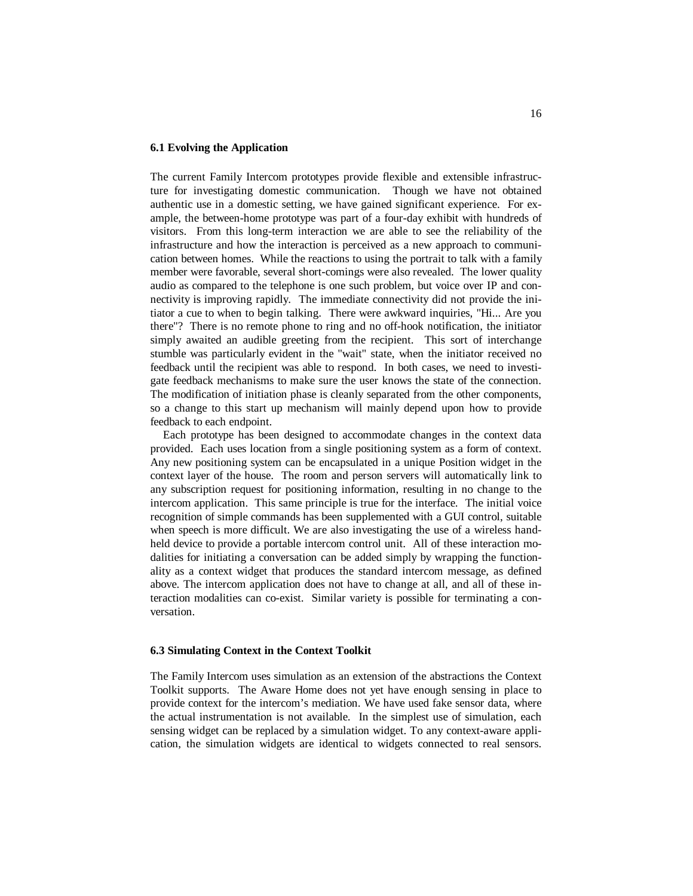### 6.1 Evolving the Application

The current Family Intercom prototypes provide flexible and extensible infrastructure for investigating domestic communication. Though we have not obtained authentic use in a domestic setting, we have gained significant experience. For example, the between-home prototype was part of a four-day exhibit with hundreds of visitors. From this long-term interaction we are able to see the reliability of the infrastructure and how the interaction is perceived as a new approach to communication between homes. While the reactions to using the portrait to talk with a family member were favorable, several short-comings were also revealed. The lower quality audio as compared to the telephone is one such problem, but voice over IP and connectivity is improving rapidly. The immediate connectivity did not provide the initiator a cue to when to begin talking. There were awkward inquiries, "Hi... Are you there"? There is no remote phone to ring and no off-hook notification, the initiator simply awaited an audible greeting from the recipient. This sort of interchange stumble was particularly evident in the "wait" state, when the initiator received no feedback until the recipient was able to respond. In both cases, we need to investigate feedback mechanisms to make sure the user knows the state of the connection. The modification of initiation phase is cleanly separated from the other components, so a change to this start up mechanism will mainly depend upon how to provide feedback to each endpoint.

Each prototype has been designed to accommodate changes in the context data provided. Each uses location from a single positioning system as a form of context. Any new positioning system can be encapsulated in a unique Position widget in the context layer of the house. The room and person servers will automatically link to any subscription request for positioning information, resulting in no change to the intercom application. This same principle is true for the interface. The initial voice recognition of simple commands has been supplemented with a GUI control, suitable when speech is more difficult. We are also investigating the use of a wireless handheld device to provide a portable intercom control unit. All of these interaction modalities for initiating a conversation can be added simply by wrapping the functionality as a context widget that produces the standard intercom message, as defined above. The intercom application does not have to change at all, and all of these interaction modalities can co-exist. Similar variety is possible for terminating a conversation.

### 6.3 Simulating Context in the Context Toolkit

The Family Intercom uses simulation as an extension of the abstractions the Context Toolkit supports. The Aware Home does not yet have enough sensing in place to provide context for the intercom's mediation. We have used fake sensor data, where the actual instrumentation is not available. In the simplest use of simulation, each sensing widget can be replaced by a simulation widget. To any context-aware application, the simulation widgets are identical to widgets connected to real sensors.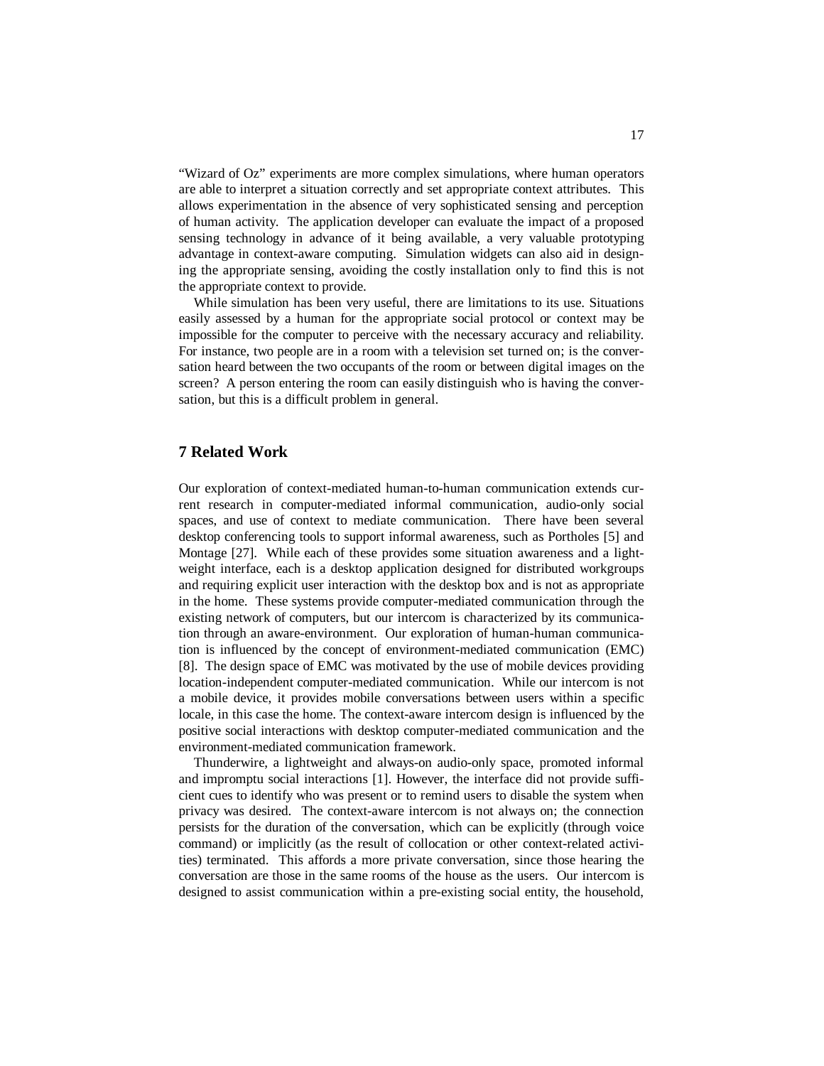"Wizard of Oz" experiments are more complex simulations, where human operators are able to interpret a situation correctly and set appropriate context attributes. This allows experimentation in the absence of very sophisticated sensing and perception of human activity. The application developer can evaluate the impact of a proposed sensing technology in advance of it being available, a very valuable prototyping advantage in context-aware computing. Simulation widgets can also aid in designing the appropriate sensing, avoiding the costly installation only to find this is not the appropriate context to provide.

While simulation has been very useful, there are limitations to its use. Situations easily assessed by a human for the appropriate social protocol or context may be impossible for the computer to perceive with the necessary accuracy and reliability. For instance, two people are in a room with a television set turned on; is the conversation heard between the two occupants of the room or between digital images on the screen? A person entering the room can easily distinguish who is having the conversation, but this is a difficult problem in general.

## 7 Related Work

Our exploration of context-mediated human-to-human communication extends current research in computer-mediated informal communication, audio-only social spaces, and use of context to mediate communication. There have been several desktop conferencing tools to support informal awareness, such as Portholes [5] and Montage [27]. While each of these provides some situation awareness and a lightweight interface, each is a desktop application designed for distributed workgroups and requiring explicit user interaction with the desktop box and is not as appropriate in the home. These systems provide computer-mediated communication through the existing network of computers, but our intercom is characterized by its communication through an aware-environment. Our exploration of human-human communication is influenced by the concept of environment-mediated communication (EMC) [8]. The design space of EMC was motivated by the use of mobile devices providing location-independent computer-mediated communication. While our intercom is not a mobile device, it provides mobile conversations between users within a specific locale, in this case the home. The context-aware intercom design is influenced by the positive social interactions with desktop computer-mediated communication and the environment-mediated communication framework.

Thunderwire, a lightweight and always-on audio-only space, promoted informal and impromptu social interactions [1]. However, the interface did not provide sufficient cues to identify who was present or to remind users to disable the system when privacy was desired. The context-aware intercom is not always on; the connection persists for the duration of the conversation, which can be explicitly (through voice command) or implicitly (as the result of collocation or other context-related activities) terminated. This affords a more private conversation, since those hearing the conversation are those in the same rooms of the house as the users. Our intercom is designed to assist communication within a pre-existing social entity, the household,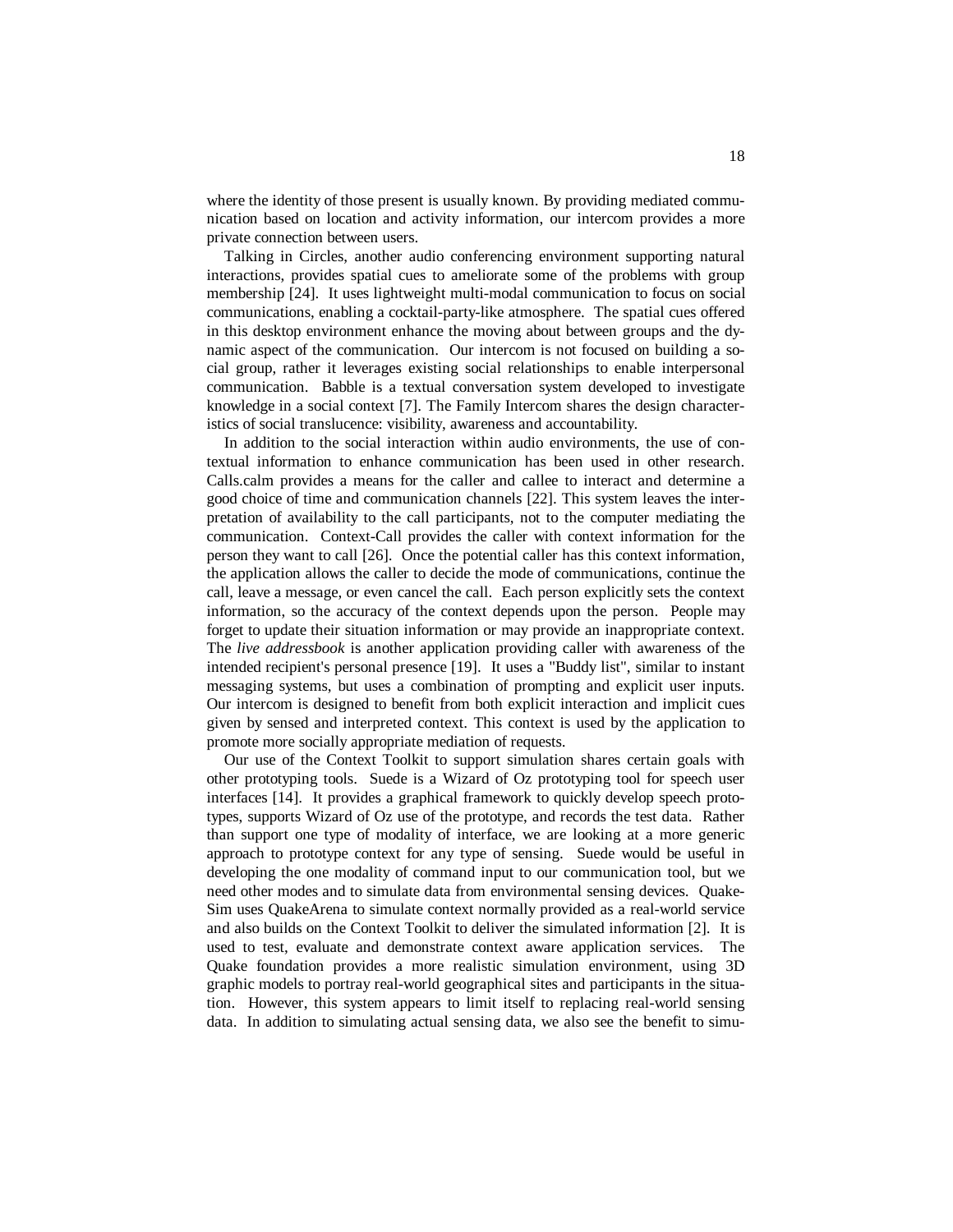where the identity of those present is usually known. By providing mediated communication based on location and activity information, our intercom provides a more private connection between users.

Talking in Circles, another audio conferencing environment supporting natural interactions, provides spatial cues to ameliorate some of the problems with group membership [24]. It uses lightweight multi-modal communication to focus on social communications, enabling a cocktail-party-like atmosphere. The spatial cues offered in this desktop environment enhance the moving about between groups and the dynamic aspect of the communication. Our intercom is not focused on building a social group, rather it leverages existing social relationships to enable interpersonal communication. Babble is a textual conversation system developed to investigate knowledge in a social context [7]. The Family Intercom shares the design characteristics of social translucence: visibility, awareness and accountability.

In addition to the social interaction within audio environments, the use of contextual information to enhance communication has been used in other research. Calls.calm provides a means for the caller and callee to interact and determine a good choice of time and communication channels [22]. This system leaves the interpretation of availability to the call participants, not to the computer mediating the communication. Context-Call provides the caller with context information for the person they want to call [26]. Once the potential caller has this context information, the application allows the caller to decide the mode of communications, continue the call, leave a message, or even cancel the call. Each person explicitly sets the context information, so the accuracy of the context depends upon the person. People may forget to update their situation information or may provide an inappropriate context. The *live addressbook* is another application providing caller with awareness of the intended recipient's personal presence [19]. It uses a "Buddy list", similar to instant messaging systems, but uses a combination of prompting and explicit user inputs. Our intercom is designed to benefit from both explicit interaction and implicit cues given by sensed and interpreted context. This context is used by the application to promote more socially appropriate mediation of requests.

Our use of the Context Toolkit to support simulation shares certain goals with other prototyping tools. Suede is a Wizard of Oz prototyping tool for speech user interfaces [14]. It provides a graphical framework to quickly develop speech prototypes, supports Wizard of Oz use of the prototype, and records the test data. Rather than support one type of modality of interface, we are looking at a more generic approach to prototype context for any type of sensing. Suede would be useful in developing the one modality of command input to our communication tool, but we need other modes and to simulate data from environmental sensing devices. QuakeSim uses QuakeArena to simulate context normally provided as a real-world service and also builds on the Context Toolkit to deliver the simulated information [2]. It is used to test, evaluate and demonstrate context aware application services. The Quake foundation provides a more realistic simulation environment, using 3D graphic models to portray real-world geographical sites and participants in the situation. However, this system appears to limit itself to replacing real-world sensing data. In addition to simulating actual sensing data, we also see the benefit to simu-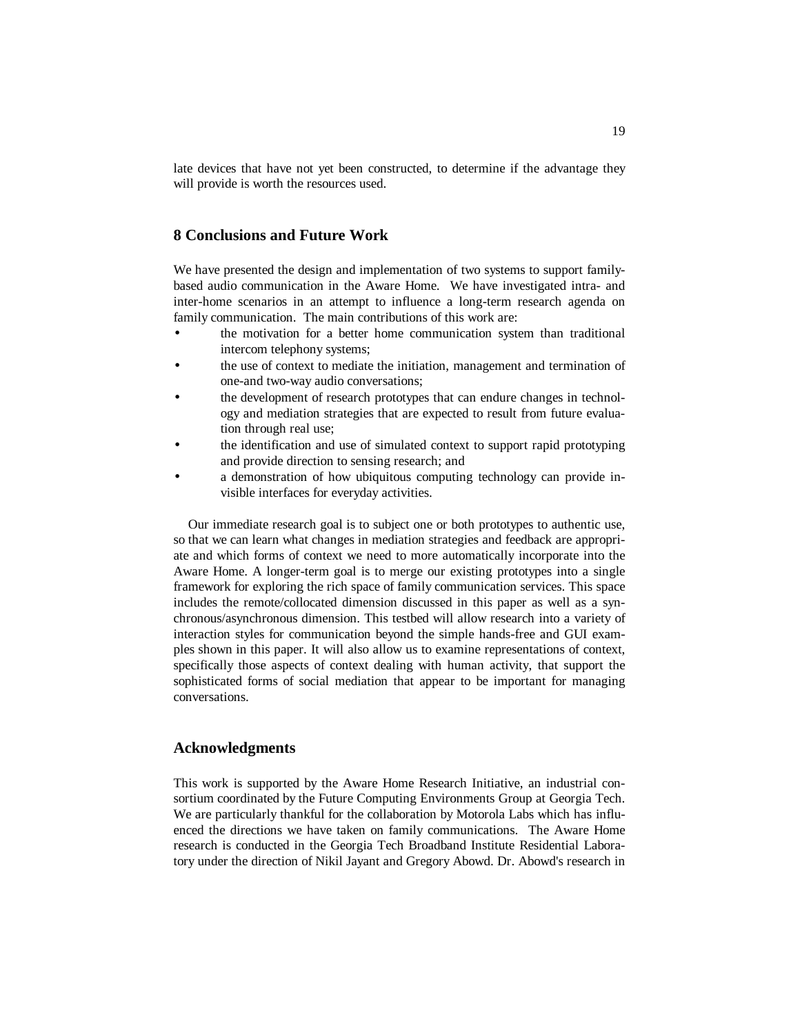late devices that have not yet been constructed, to determine if the advantage they will provide is worth the resources used.

## 8 Conclusions and Future Work

We have presented the design and implementation of two systems to support family-based audio communication in the Aware Home. We have investigated intra- and inter-home scenarios in an attempt to influence a long-term research agenda on family communication. The main contributions of this work are:

- the motivation for a better home communication system than traditional intercom telephony systems;
- the use of context to mediate the initiation, management and termination of one-and two-way audio conversations;
- the development of research prototypes that can endure changes in technology and mediation strategies that are expected to result from future evaluation through real use;
- the identification and use of simulated context to support rapid prototyping and provide direction to sensing research; and
- a demonstration of how ubiquitous computing technology can provide invisible interfaces for everyday activities.

Our immediate research goal is to subject one or both prototypes to authentic use, so that we can learn what changes in mediation strategies and feedback are appropriate and which forms of context we need to more automatically incorporate into the Aware Home. A longer-term goal is to merge our existing prototypes into a single framework for exploring the rich space of family communication services. This space includes the remote/collocated dimension discussed in this paper as well as a synchronous/asynchronous dimension. This testbed will allow research into a variety of interaction styles for communication beyond the simple hands-free and GUI examples shown in this paper. It will also allow us to examine representations of context, specifically those aspects of context dealing with human activity, that support the sophisticated forms of social mediation that appear to be important for managing conversations.

## Acknowledgments

This work is supported by the Aware Home Research Initiative, an industrial consortium coordinated by the Future Computing Environments Group at Georgia Tech. We are particularly thankful for the collaboration by Motorola Labs which has influenced the directions we have taken on family communications. The Aware Home research is conducted in the Georgia Tech Broadband Institute Residential Laboratory under the direction of Nikil Jayant and Gregory Abowd. Dr. Abowd's research in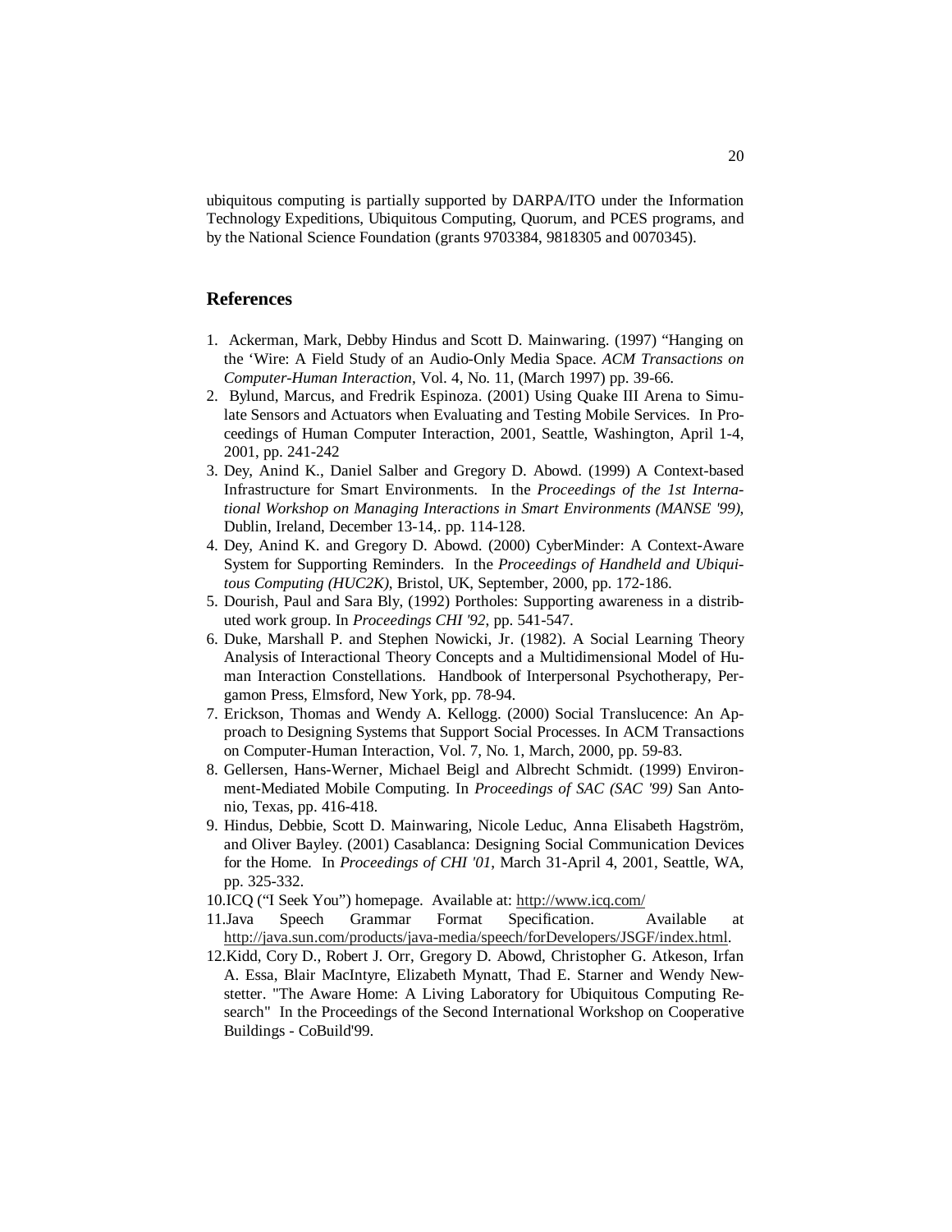ubiquitous computing is partially supported by DARPA/ITO under the Information Technology Expeditions, Ubiquitous Computing, Quorum, and PCES programs, and by the National Science Foundation (grants 9703384, 9818305 and 0070345).

## References

1. Ackerman, Mark, Debby Hindus and Scott D. Mainwaring. (1997) "Hanging on the 'Wire: A Field Study of an Audio-Only Media Space. *ACM Transactions on Computer-Human Interaction*, Vol. 4, No. 11, (March 1997) pp. 39-66.
2. Bylund, Marcus, and Fredrik Espinoza. (2001) Using Quake III Arena to Simulate Sensors and Actuators when Evaluating and Testing Mobile Services. In Proceedings of Human Computer Interaction, 2001, Seattle, Washington, April 1-4, 2001, pp. 241-242
3. Dey, Anind K., Daniel Salber and Gregory D. Abowd. (1999) A Context-based Infrastructure for Smart Environments. In the *Proceedings of the 1st International Workshop on Managing Interactions in Smart Environments (MANSE '99)*, Dublin, Ireland, December 13-14,. pp. 114-128.
4. Dey, Anind K. and Gregory D. Abowd. (2000) CyberMinder: A Context-Aware System for Supporting Reminders. In the *Proceedings of Handheld and Ubiquitous Computing (HUC2K)*, Bristol, UK, September, 2000, pp. 172-186.
5. Dourish, Paul and Sara Bly, (1992) Portholes: Supporting awareness in a distributed work group. In *Proceedings CHI '92*, pp. 541-547.
6. Duke, Marshall P. and Stephen Nowicki, Jr. (1982). A Social Learning Theory Analysis of Interactional Theory Concepts and a Multidimensional Model of Human Interaction Constellations. Handbook of Interpersonal Psychotherapy, Pergamon Press, Elmsford, New York, pp. 78-94.
7. Erickson, Thomas and Wendy A. Kellogg. (2000) Social Translucence: An Approach to Designing Systems that Support Social Processes. In ACM Transactions on Computer-Human Interaction, Vol. 7, No. 1, March, 2000, pp. 59-83.
8. Gellersen, Hans-Werner, Michael Beigl and Albrecht Schmidt. (1999) Environment-Mediated Mobile Computing. In *Proceedings of SAC (SAC '99)* San Antonio, Texas, pp. 416-418.
9. Hindus, Debbie, Scott D. Mainwaring, Nicole Leduc, Anna Elisabeth Hagström, and Oliver Bayley. (2001) Casablanca: Designing Social Communication Devices for the Home. In *Proceedings of CHI '01*, March 31-April 4, 2001, Seattle, WA, pp. 325-332.
10. ICQ ("I Seek You") homepage. Available at: http://www.icq.com/
11. Java Speech Grammar Format Specification. Available at http://java.sun.com/products/java-media/speech/forDevelopers/JSGF/index.html.
12. Kidd, Cory D., Robert J. Orr, Gregory D. Abowd, Christopher G. Atkeson, Irfan A. Essa, Blair MacIntyre, Elizabeth Mynatt, Thad E. Starner and Wendy Newstetter. "The Aware Home: A Living Laboratory for Ubiquitous Computing Research" In the Proceedings of the Second International Workshop on Cooperative Buildings - CoBuild'99.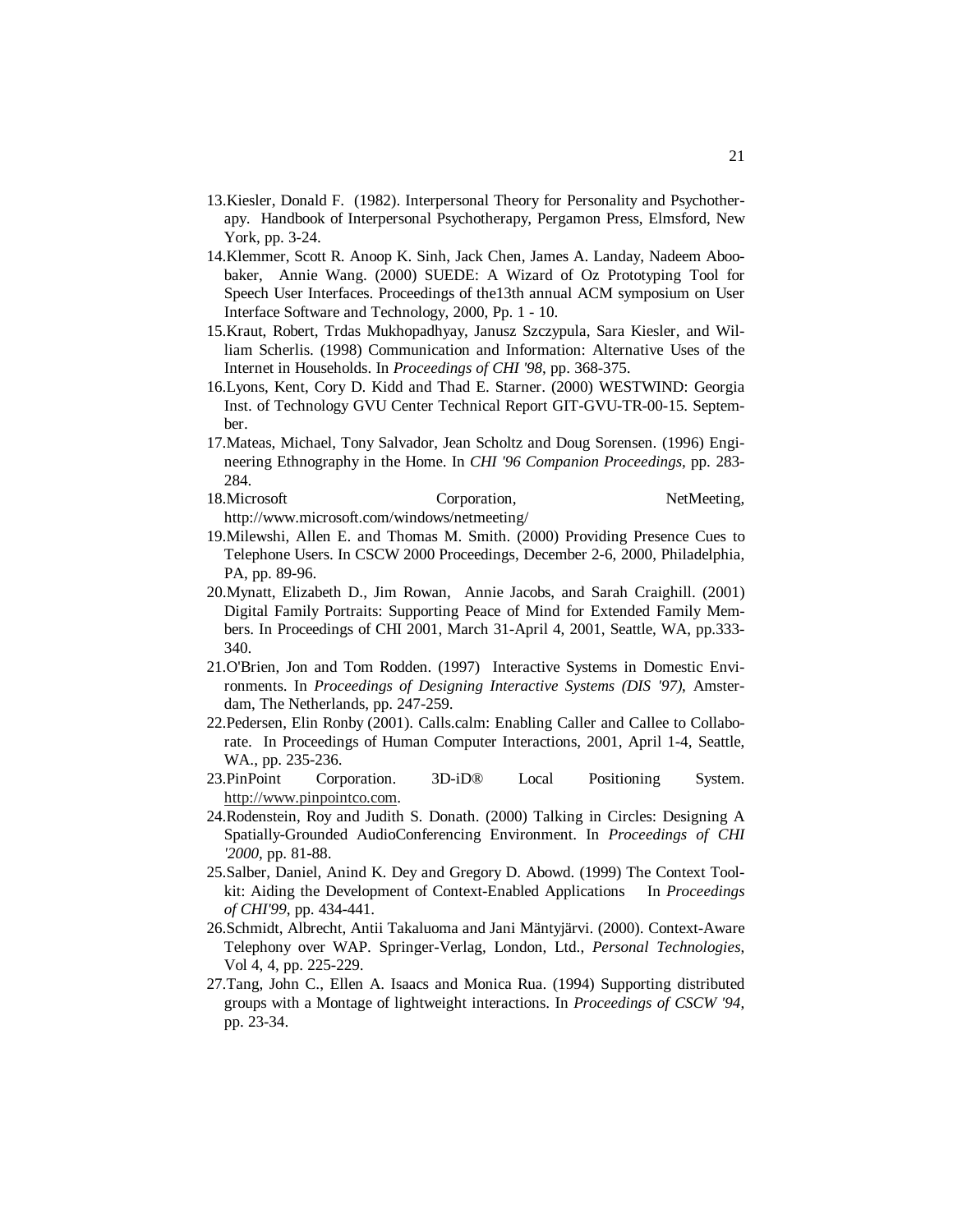13. Kiesler, Donald F. (1982). Interpersonal Theory for Personality and Psychotherapy. Handbook of Interpersonal Psychotherapy, Pergamon Press, Elmsford, New York, pp. 3-24.
14. Klemmer, Scott R. Anoop K. Sinh, Jack Chen, James A. Landay, Nadeem Aboobaker, Annie Wang. (2000) SUEDE: A Wizard of Oz Prototyping Tool for Speech User Interfaces. Proceedings of the13th annual ACM symposium on User Interface Software and Technology, 2000, Pp. 1 - 10.
15. Kraut, Robert, Trdas Mukhopadhyay, Janusz Szczypula, Sara Kiesler, and William Scherlis. (1998) Communication and Information: Alternative Uses of the Internet in Households. In *Proceedings of CHI '98*, pp. 368-375.
16. Lyons, Kent, Cory D. Kidd and Thad E. Starner. (2000) WESTWIND: Georgia Inst. of Technology GVU Center Technical Report GIT-GVU-TR-00-15. September.
17. Mateas, Michael, Tony Salvador, Jean Scholtz and Doug Sorensen. (1996) Engineering Ethnography in the Home. In *CHI '96 Companion Proceedings*, pp. 283-284.
18. Microsoft Corporation, NetMeeting, http://www.microsoft.com/windows/netmeeting/
19. Milewshi, Allen E. and Thomas M. Smith. (2000) Providing Presence Cues to Telephone Users. In CSCW 2000 Proceedings, December 2-6, 2000, Philadelphia, PA, pp. 89-96.
20. Mynatt, Elizabeth D., Jim Rowan, Annie Jacobs, and Sarah Craighill. (2001) Digital Family Portraits: Supporting Peace of Mind for Extended Family Members. In Proceedings of CHI 2001, March 31-April 4, 2001, Seattle, WA, pp.333-340.
21. O'Brien, Jon and Tom Rodden. (1997) Interactive Systems in Domestic Environments. In *Proceedings of Designing Interactive Systems (DIS '97)*, Amsterdam, The Netherlands, pp. 247-259.
22. Pedersen, Elin Ronby (2001). Calls.calm: Enabling Caller and Callee to Collaborate. In Proceedings of Human Computer Interactions, 2001, April 1-4, Seattle, WA., pp. 235-236.
23. PinPoint Corporation. 3D-iD® Local Positioning System. http://www.pinpointco.com.
24. Rodenstein, Roy and Judith S. Donath. (2000) Talking in Circles: Designing A Spatially-Grounded AudioConferencing Environment. In *Proceedings of CHI '2000*, pp. 81-88.
25. Salber, Daniel, Anind K. Dey and Gregory D. Abowd. (1999) The Context Toolkit: Aiding the Development of Context-Enabled Applications In *Proceedings of CHI'99*, pp. 434-441.
26. Schmidt, Albrecht, Antii Takaluoma and Jani Mäntyjärvi. (2000). Context-Aware Telephony over WAP. Springer-Verlag, London, Ltd., *Personal Technologies*, Vol 4, 4, pp. 225-229.
27. Tang, John C., Ellen A. Isaacs and Monica Rua. (1994) Supporting distributed groups with a Montage of lightweight interactions. In *Proceedings of CSCW '94*, pp. 23-34.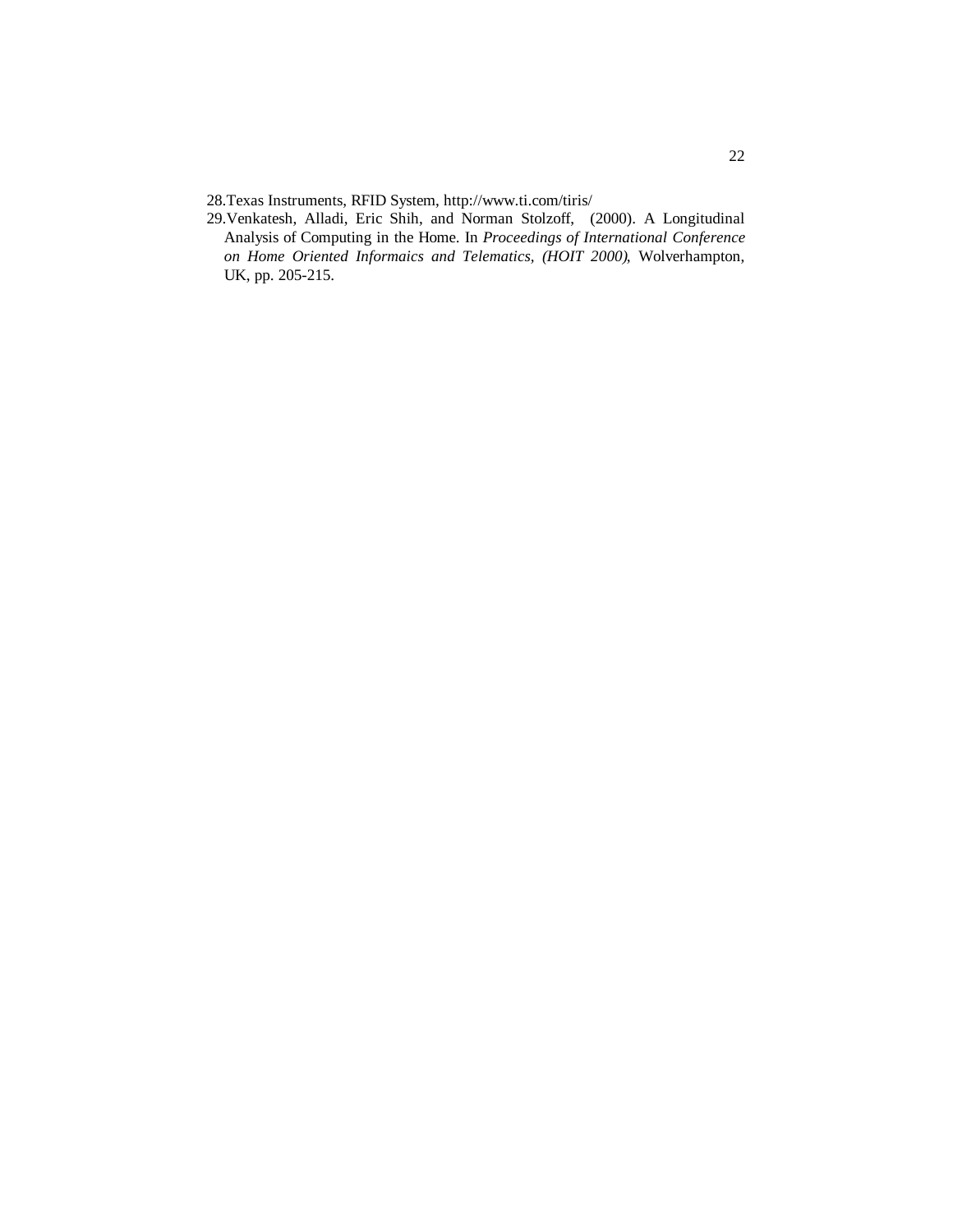28. Texas Instruments, RFID System, http://www.ti.com/tiris/
29. Venkatesh, Alladi, Eric Shih, and Norman Stolzoff, (2000). A Longitudinal Analysis of Computing in the Home. In *Proceedings of International Conference on Home Oriented Informaics and Telematics, (HOIT 2000)*, Wolverhampton, UK, pp. 205-215.